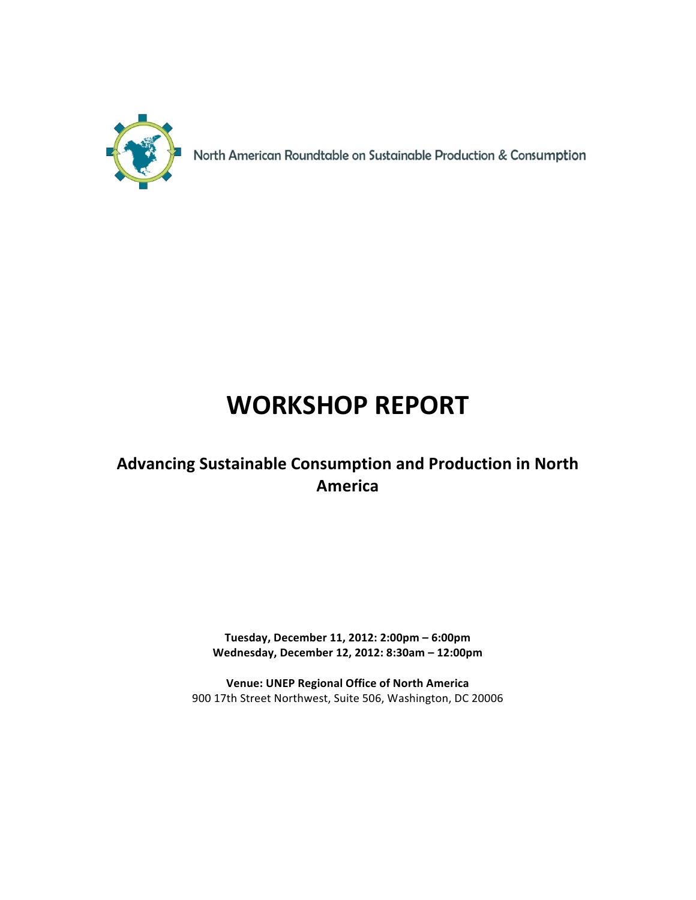North American Roundtable on Sustainable Production & Consumption

# WORKSHOP REPORT

## Advancing Sustainable Consumption and Production in North America

**Tuesday, December 11, 2012: 2:00pm – 6:00pm**
**Wednesday, December 12, 2012: 8:30am – 12:00pm**

**Venue: UNEP Regional Office of North America**
900 17th Street Northwest, Suite 506, Washington, DC 20006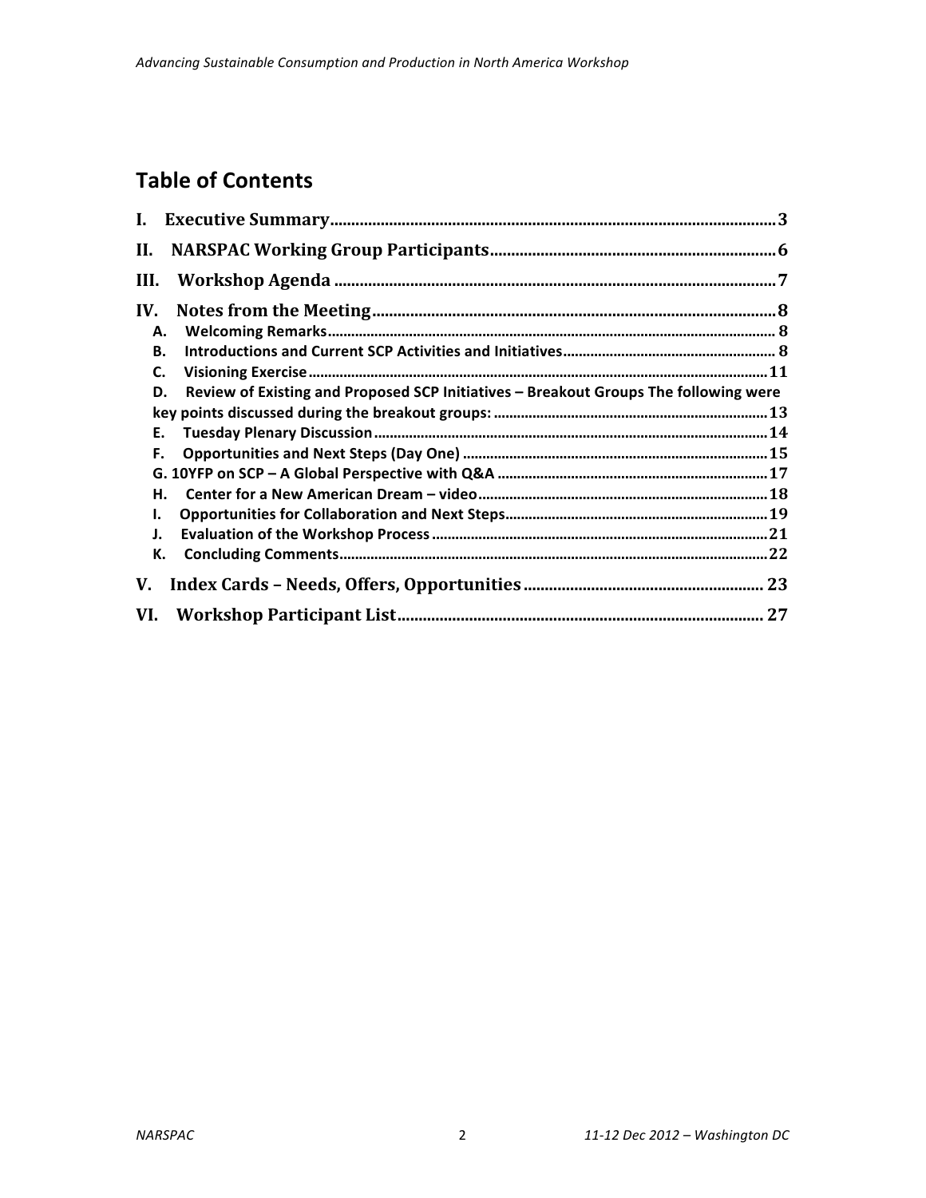# Table of Contents

- I. Executive Summary ........ 3
- II. NARSPAC Working Group Participants ........ 6
- III. Workshop Agenda ........ 7
- IV. Notes from the Meeting ........ 8
  - A. Welcoming Remarks ........ 8
  - B. Introductions and Current SCP Activities and Initiatives ........ 8
  - C. Visioning Exercise ........ 11
  - D. Review of Existing and Proposed SCP Initiatives – Breakout Groups The following were key points discussed during the breakout groups: ........ 13
  - E. Tuesday Plenary Discussion ........ 14
  - F. Opportunities and Next Steps (Day One) ........ 15
  - G. 10YFP on SCP – A Global Perspective with Q&A ........ 17
  - H. Center for a New American Dream – video ........ 18
  - I. Opportunities for Collaboration and Next Steps ........ 19
  - J. Evaluation of the Workshop Process ........ 21
  - K. Concluding Comments ........ 22
- V. Index Cards – Needs, Offers, Opportunities ........ 23
- VI. Workshop Participant List ........ 27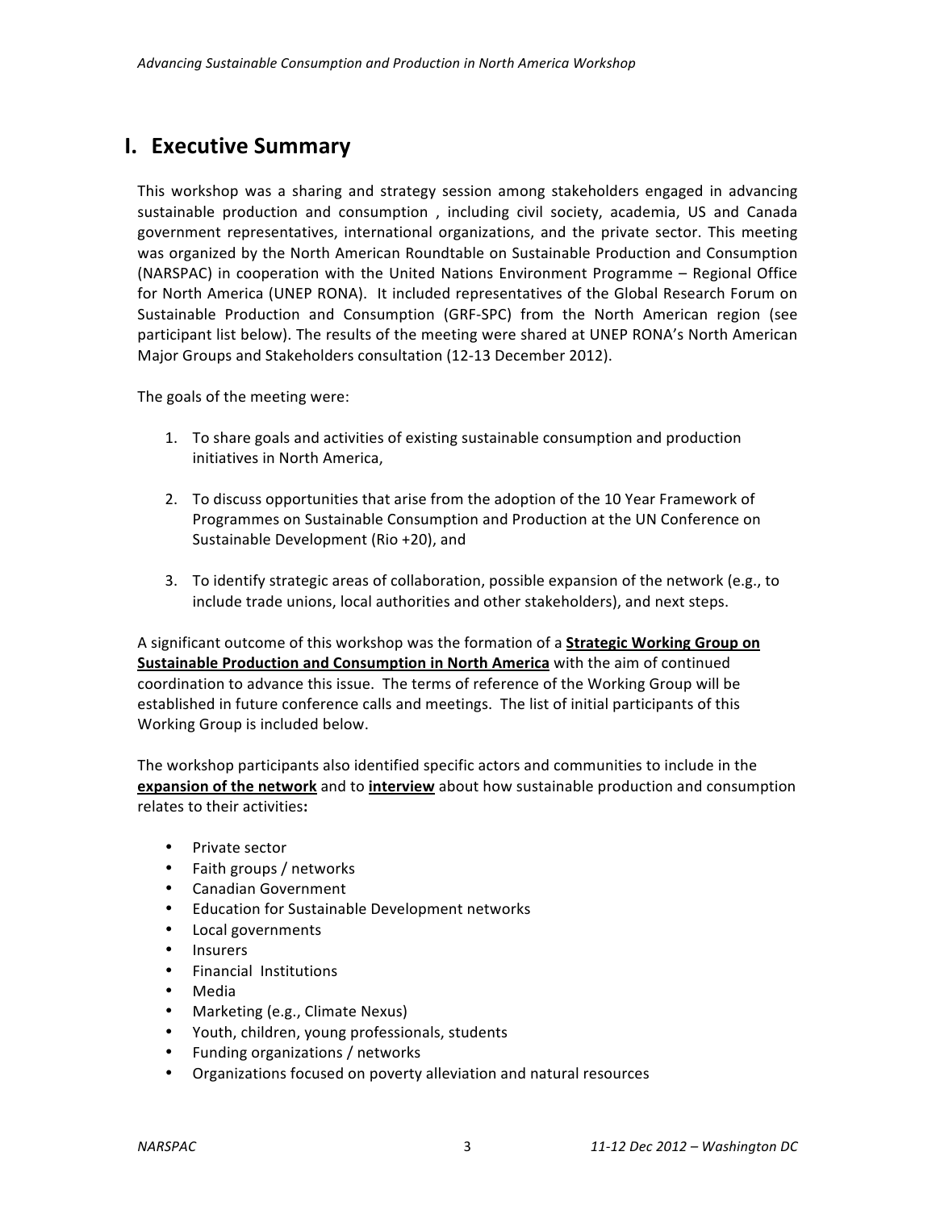# I. Executive Summary

This workshop was a sharing and strategy session among stakeholders engaged in advancing sustainable production and consumption , including civil society, academia, US and Canada government representatives, international organizations, and the private sector. This meeting was organized by the North American Roundtable on Sustainable Production and Consumption (NARSPAC) in cooperation with the United Nations Environment Programme – Regional Office for North America (UNEP RONA). It included representatives of the Global Research Forum on Sustainable Production and Consumption (GRF-SPC) from the North American region (see participant list below). The results of the meeting were shared at UNEP RONA's North American Major Groups and Stakeholders consultation (12-13 December 2012).

The goals of the meeting were:

1. To share goals and activities of existing sustainable consumption and production initiatives in North America,

2. To discuss opportunities that arise from the adoption of the 10 Year Framework of Programmes on Sustainable Consumption and Production at the UN Conference on Sustainable Development (Rio +20), and

3. To identify strategic areas of collaboration, possible expansion of the network (e.g., to include trade unions, local authorities and other stakeholders), and next steps.

A significant outcome of this workshop was the formation of a **Strategic Working Group on Sustainable Production and Consumption in North America** with the aim of continued coordination to advance this issue. The terms of reference of the Working Group will be established in future conference calls and meetings. The list of initial participants of this Working Group is included below.

The workshop participants also identified specific actors and communities to include in the **expansion of the network** and to **interview** about how sustainable production and consumption relates to their activities**:**

- Private sector
- Faith groups / networks
- Canadian Government
- Education for Sustainable Development networks
- Local governments
- Insurers
- Financial Institutions
- Media
- Marketing (e.g., Climate Nexus)
- Youth, children, young professionals, students
- Funding organizations / networks
- Organizations focused on poverty alleviation and natural resources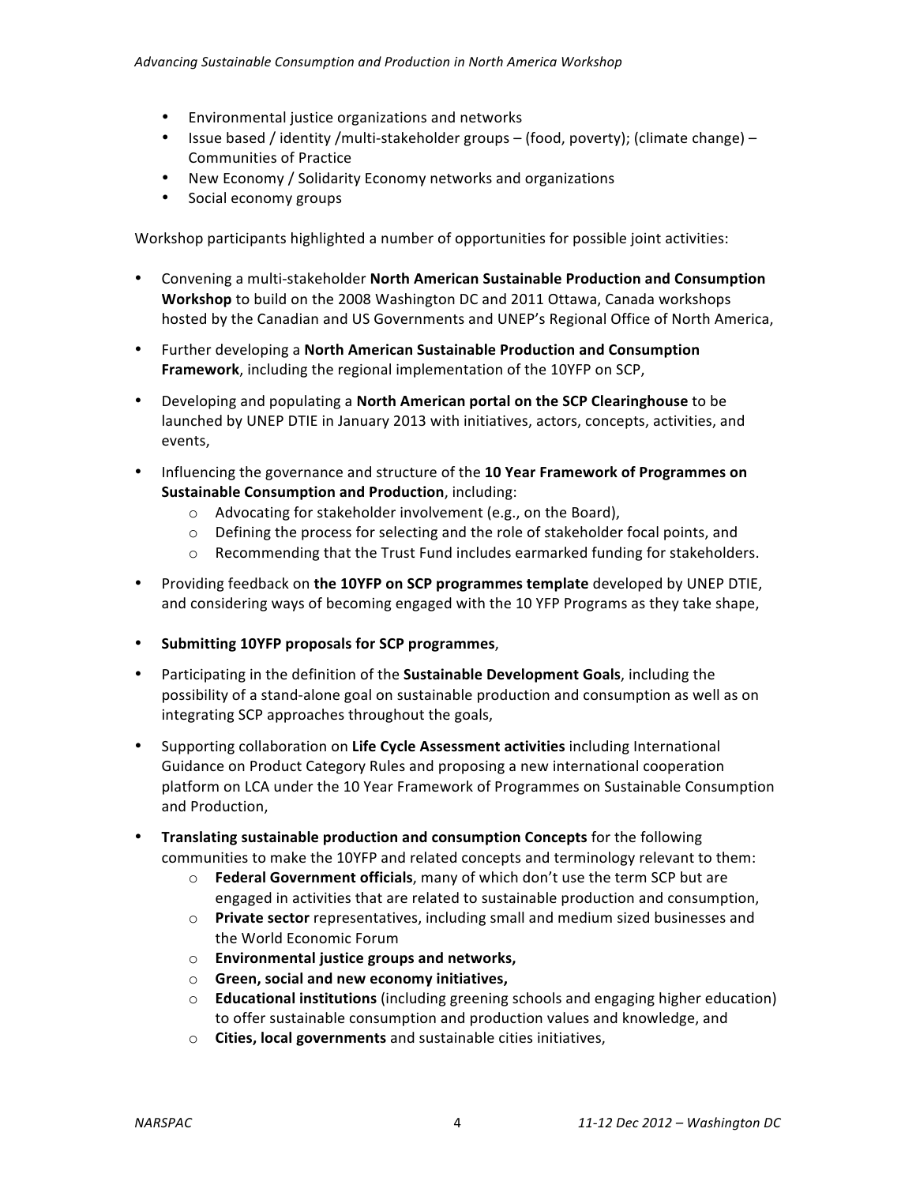- Environmental justice organizations and networks
- Issue based / identity /multi-stakeholder groups – (food, poverty); (climate change) – Communities of Practice
- New Economy / Solidarity Economy networks and organizations
- Social economy groups

Workshop participants highlighted a number of opportunities for possible joint activities:

- Convening a multi-stakeholder **North American Sustainable Production and Consumption Workshop** to build on the 2008 Washington DC and 2011 Ottawa, Canada workshops hosted by the Canadian and US Governments and UNEP's Regional Office of North America,
- Further developing a **North American Sustainable Production and Consumption Framework**, including the regional implementation of the 10YFP on SCP,
- Developing and populating a **North American portal on the SCP Clearinghouse** to be launched by UNEP DTIE in January 2013 with initiatives, actors, concepts, activities, and events,
- Influencing the governance and structure of the **10 Year Framework of Programmes on Sustainable Consumption and Production**, including:
    - Advocating for stakeholder involvement (e.g., on the Board),
    - Defining the process for selecting and the role of stakeholder focal points, and
    - Recommending that the Trust Fund includes earmarked funding for stakeholders.
- Providing feedback on **the 10YFP on SCP programmes template** developed by UNEP DTIE, and considering ways of becoming engaged with the 10 YFP Programs as they take shape,
- **Submitting 10YFP proposals for SCP programmes**,
- Participating in the definition of the **Sustainable Development Goals**, including the possibility of a stand-alone goal on sustainable production and consumption as well as on integrating SCP approaches throughout the goals,
- Supporting collaboration on **Life Cycle Assessment activities** including International Guidance on Product Category Rules and proposing a new international cooperation platform on LCA under the 10 Year Framework of Programmes on Sustainable Consumption and Production,
- **Translating sustainable production and consumption Concepts** for the following communities to make the 10YFP and related concepts and terminology relevant to them:
    - **Federal Government officials**, many of which don't use the term SCP but are engaged in activities that are related to sustainable production and consumption,
    - **Private sector** representatives, including small and medium sized businesses and the World Economic Forum
    - **Environmental justice groups and networks,**
    - **Green, social and new economy initiatives,**
    - **Educational institutions** (including greening schools and engaging higher education) to offer sustainable consumption and production values and knowledge, and
    - **Cities, local governments** and sustainable cities initiatives,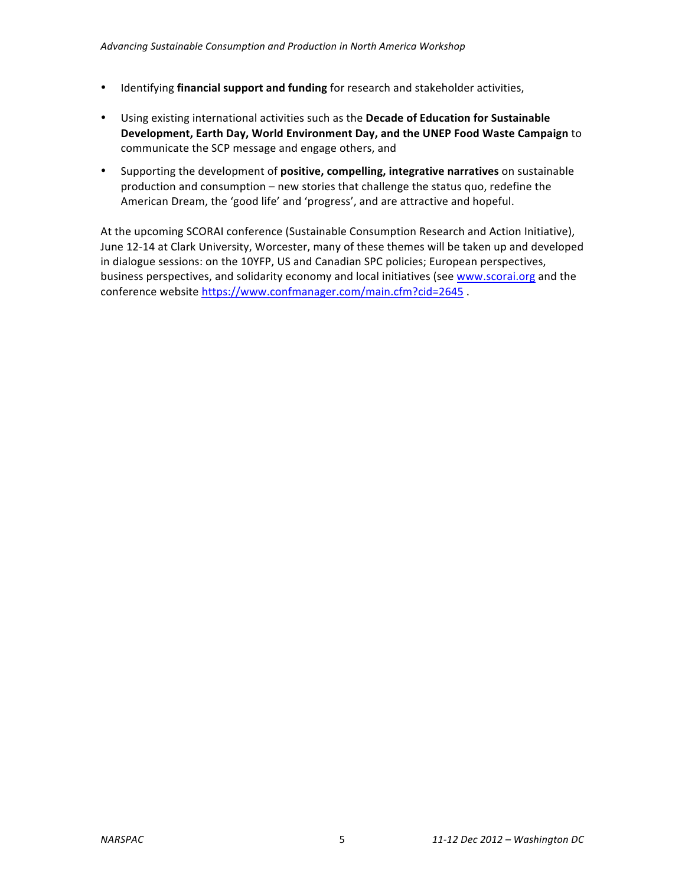- Identifying **financial support and funding** for research and stakeholder activities,
- Using existing international activities such as the **Decade of Education for Sustainable Development, Earth Day, World Environment Day, and the UNEP Food Waste Campaign** to communicate the SCP message and engage others, and
- Supporting the development of **positive, compelling, integrative narratives** on sustainable production and consumption – new stories that challenge the status quo, redefine the American Dream, the 'good life' and 'progress', and are attractive and hopeful.

At the upcoming SCORAI conference (Sustainable Consumption Research and Action Initiative), June 12-14 at Clark University, Worcester, many of these themes will be taken up and developed in dialogue sessions: on the 10YFP, US and Canadian SPC policies; European perspectives, business perspectives, and solidarity economy and local initiatives (see [www.scorai.org](http://www.scorai.org) and the conference website [https://www.confmanager.com/main.cfm?cid=2645](https://www.confmanager.com/main.cfm?cid=2645) .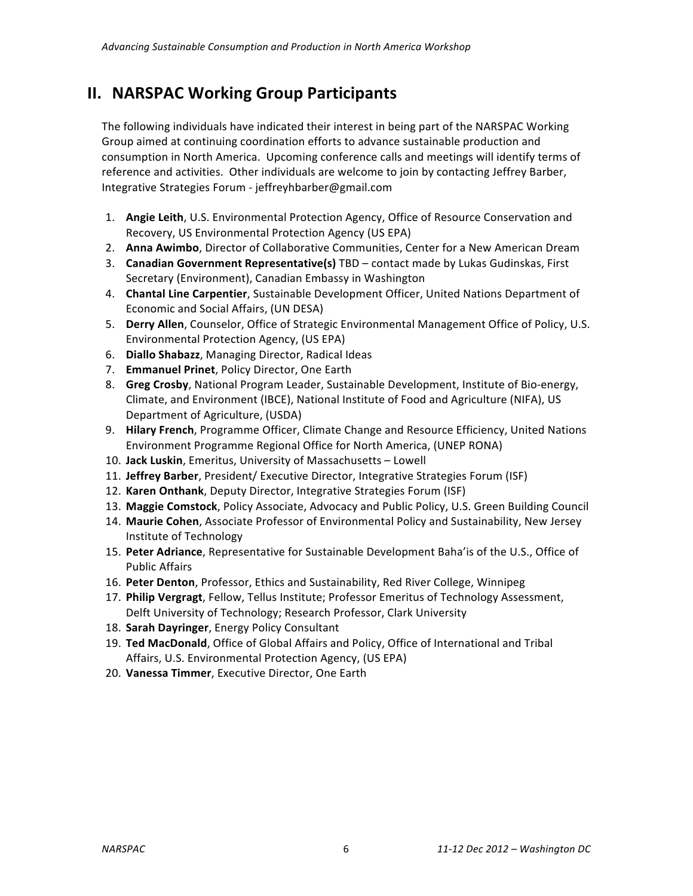## II. NARSPAC Working Group Participants

The following individuals have indicated their interest in being part of the NARSPAC Working Group aimed at continuing coordination efforts to advance sustainable production and consumption in North America. Upcoming conference calls and meetings will identify terms of reference and activities. Other individuals are welcome to join by contacting Jeffrey Barber, Integrative Strategies Forum - jeffreyhbarber@gmail.com

1. **Angie Leith**, U.S. Environmental Protection Agency, Office of Resource Conservation and Recovery, US Environmental Protection Agency (US EPA)
2. **Anna Awimbo**, Director of Collaborative Communities, Center for a New American Dream
3. **Canadian Government Representative(s)** TBD – contact made by Lukas Gudinskas, First Secretary (Environment), Canadian Embassy in Washington
4. **Chantal Line Carpentier**, Sustainable Development Officer, United Nations Department of Economic and Social Affairs, (UN DESA)
5. **Derry Allen**, Counselor, Office of Strategic Environmental Management Office of Policy, U.S. Environmental Protection Agency, (US EPA)
6. **Diallo Shabazz**, Managing Director, Radical Ideas
7. **Emmanuel Prinet**, Policy Director, One Earth
8. **Greg Crosby**, National Program Leader, Sustainable Development, Institute of Bio-energy, Climate, and Environment (IBCE), National Institute of Food and Agriculture (NIFA), US Department of Agriculture, (USDA)
9. **Hilary French**, Programme Officer, Climate Change and Resource Efficiency, United Nations Environment Programme Regional Office for North America, (UNEP RONA)
10. **Jack Luskin**, Emeritus, University of Massachusetts – Lowell
11. **Jeffrey Barber**, President/ Executive Director, Integrative Strategies Forum (ISF)
12. **Karen Onthank**, Deputy Director, Integrative Strategies Forum (ISF)
13. **Maggie Comstock**, Policy Associate, Advocacy and Public Policy, U.S. Green Building Council
14. **Maurie Cohen**, Associate Professor of Environmental Policy and Sustainability, New Jersey Institute of Technology
15. **Peter Adriance**, Representative for Sustainable Development Baha'is of the U.S., Office of Public Affairs
16. **Peter Denton**, Professor, Ethics and Sustainability, Red River College, Winnipeg
17. **Philip Vergragt**, Fellow, Tellus Institute; Professor Emeritus of Technology Assessment, Delft University of Technology; Research Professor, Clark University
18. **Sarah Dayringer**, Energy Policy Consultant
19. **Ted MacDonald**, Office of Global Affairs and Policy, Office of International and Tribal Affairs, U.S. Environmental Protection Agency, (US EPA)
20. **Vanessa Timmer**, Executive Director, One Earth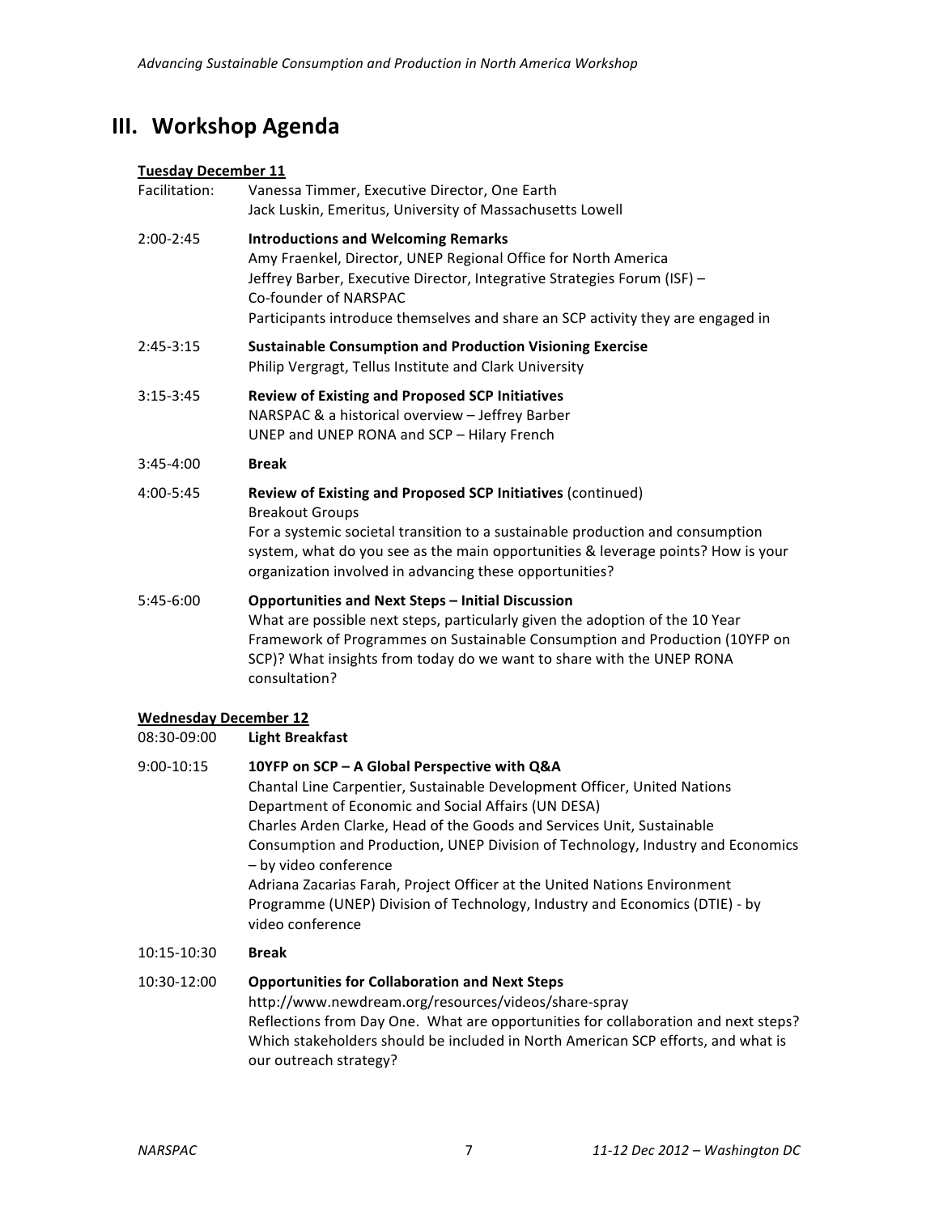## III. Workshop Agenda

**Tuesday December 11**

| | |
|---|---|
| Facilitation: | Vanessa Timmer, Executive Director, One Earth<br>Jack Luskin, Emeritus, University of Massachusetts Lowell |
| 2:00-2:45 | **Introductions and Welcoming Remarks**<br>Amy Fraenkel, Director, UNEP Regional Office for North America<br>Jeffrey Barber, Executive Director, Integrative Strategies Forum (ISF) – Co-founder of NARSPAC<br>Participants introduce themselves and share an SCP activity they are engaged in |
| 2:45-3:15 | **Sustainable Consumption and Production Visioning Exercise**<br>Philip Vergragt, Tellus Institute and Clark University |
| 3:15-3:45 | **Review of Existing and Proposed SCP Initiatives**<br>NARSPAC & a historical overview – Jeffrey Barber<br>UNEP and UNEP RONA and SCP – Hilary French |
| 3:45-4:00 | **Break** |
| 4:00-5:45 | **Review of Existing and Proposed SCP Initiatives** (continued)<br>Breakout Groups<br>For a systemic societal transition to a sustainable production and consumption system, what do you see as the main opportunities & leverage points? How is your organization involved in advancing these opportunities? |
| 5:45-6:00 | **Opportunities and Next Steps – Initial Discussion**<br>What are possible next steps, particularly given the adoption of the 10 Year Framework of Programmes on Sustainable Consumption and Production (10YFP on SCP)? What insights from today do we want to share with the UNEP RONA consultation? |

**Wednesday December 12**

| | |
|---|---|
| 08:30-09:00 | **Light Breakfast** |
| 9:00-10:15 | **10YFP on SCP – A Global Perspective with Q&A**<br>Chantal Line Carpentier, Sustainable Development Officer, United Nations Department of Economic and Social Affairs (UN DESA)<br>Charles Arden Clarke, Head of the Goods and Services Unit, Sustainable Consumption and Production, UNEP Division of Technology, Industry and Economics – by video conference<br>Adriana Zacarias Farah, Project Officer at the United Nations Environment Programme (UNEP) Division of Technology, Industry and Economics (DTIE) - by video conference |
| 10:15-10:30 | **Break** |
| 10:30-12:00 | **Opportunities for Collaboration and Next Steps**<br>http://www.newdream.org/resources/videos/share-spray<br>Reflections from Day One. What are opportunities for collaboration and next steps? Which stakeholders should be included in North American SCP efforts, and what is our outreach strategy? |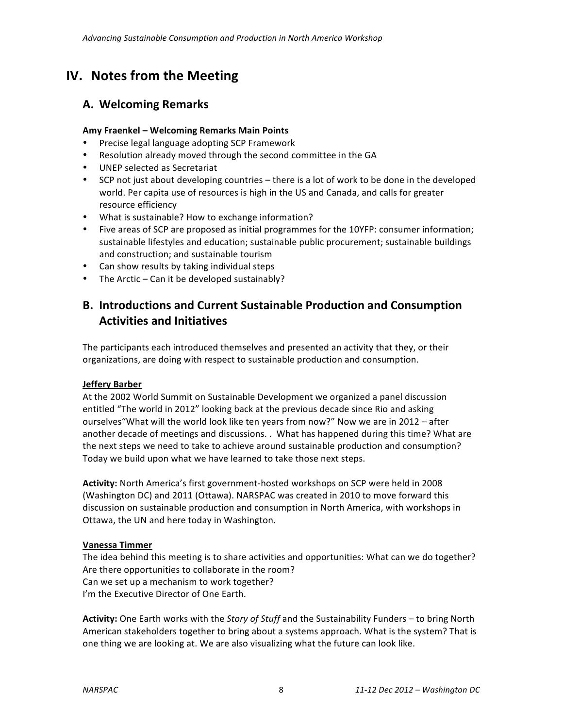# IV. Notes from the Meeting

## A. Welcoming Remarks

**Amy Fraenkel – Welcoming Remarks Main Points**

- Precise legal language adopting SCP Framework
- Resolution already moved through the second committee in the GA
- UNEP selected as Secretariat
- SCP not just about developing countries – there is a lot of work to be done in the developed world. Per capita use of resources is high in the US and Canada, and calls for greater resource efficiency
- What is sustainable? How to exchange information?
- Five areas of SCP are proposed as initial programmes for the 10YFP: consumer information; sustainable lifestyles and education; sustainable public procurement; sustainable buildings and construction; and sustainable tourism
- Can show results by taking individual steps
- The Arctic – Can it be developed sustainably?

## B. Introductions and Current Sustainable Production and Consumption Activities and Initiatives

The participants each introduced themselves and presented an activity that they, or their organizations, are doing with respect to sustainable production and consumption.

**Jeffery Barber**

At the 2002 World Summit on Sustainable Development we organized a panel discussion entitled "The world in 2012" looking back at the previous decade since Rio and asking ourselves"What will the world look like ten years from now?" Now we are in 2012 – after another decade of meetings and discussions. . What has happened during this time? What are the next steps we need to take to achieve around sustainable production and consumption? Today we build upon what we have learned to take those next steps.

**Activity:** North America's first government-hosted workshops on SCP were held in 2008 (Washington DC) and 2011 (Ottawa). NARSPAC was created in 2010 to move forward this discussion on sustainable production and consumption in North America, with workshops in Ottawa, the UN and here today in Washington.

**Vanessa Timmer**

The idea behind this meeting is to share activities and opportunities: What can we do together? Are there opportunities to collaborate in the room?
Can we set up a mechanism to work together?
I'm the Executive Director of One Earth.

**Activity:** One Earth works with the *Story of Stuff* and the Sustainability Funders – to bring North American stakeholders together to bring about a systems approach. What is the system? That is one thing we are looking at. We are also visualizing what the future can look like.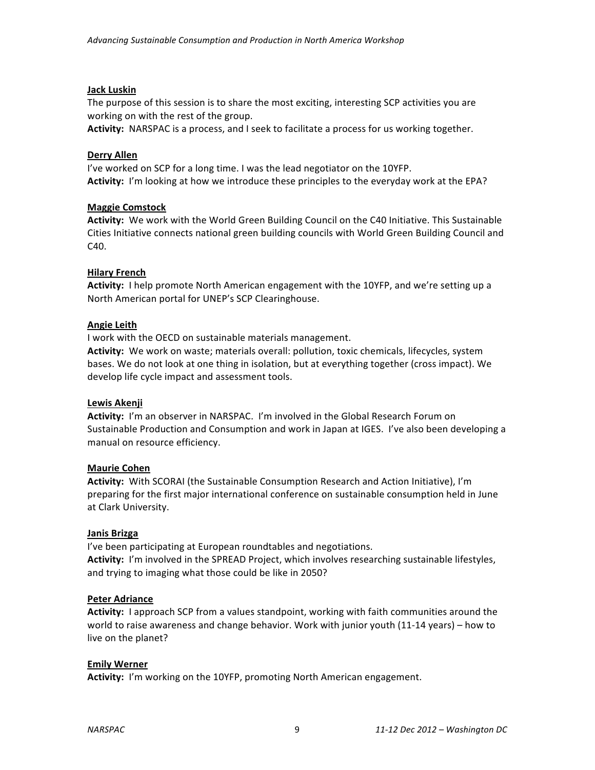**Jack Luskin**

The purpose of this session is to share the most exciting, interesting SCP activities you are working on with the rest of the group.

**Activity:** NARSPAC is a process, and I seek to facilitate a process for us working together.

**Derry Allen**

I've worked on SCP for a long time. I was the lead negotiator on the 10YFP.

**Activity:** I'm looking at how we introduce these principles to the everyday work at the EPA?

**Maggie Comstock**

**Activity:** We work with the World Green Building Council on the C40 Initiative. This Sustainable Cities Initiative connects national green building councils with World Green Building Council and C40.

**Hilary French**

**Activity:** I help promote North American engagement with the 10YFP, and we're setting up a North American portal for UNEP's SCP Clearinghouse.

**Angie Leith**

I work with the OECD on sustainable materials management.

**Activity:** We work on waste; materials overall: pollution, toxic chemicals, lifecycles, system bases. We do not look at one thing in isolation, but at everything together (cross impact). We develop life cycle impact and assessment tools.

**Lewis Akenji**

**Activity:** I'm an observer in NARSPAC. I'm involved in the Global Research Forum on Sustainable Production and Consumption and work in Japan at IGES. I've also been developing a manual on resource efficiency.

**Maurie Cohen**

**Activity:** With SCORAI (the Sustainable Consumption Research and Action Initiative), I'm preparing for the first major international conference on sustainable consumption held in June at Clark University.

**Janis Brizga**

I've been participating at European roundtables and negotiations.

**Activity:** I'm involved in the SPREAD Project, which involves researching sustainable lifestyles, and trying to imaging what those could be like in 2050?

**Peter Adriance**

**Activity:** I approach SCP from a values standpoint, working with faith communities around the world to raise awareness and change behavior. Work with junior youth (11-14 years) – how to live on the planet?

**Emily Werner**

**Activity:** I'm working on the 10YFP, promoting North American engagement.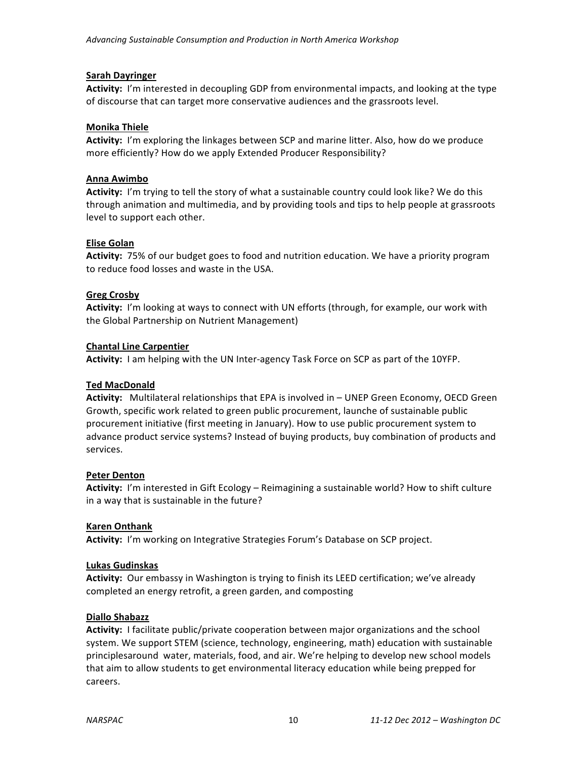**Sarah Dayringer**

**Activity:** I'm interested in decoupling GDP from environmental impacts, and looking at the type of discourse that can target more conservative audiences and the grassroots level.

**Monika Thiele**

**Activity:** I'm exploring the linkages between SCP and marine litter. Also, how do we produce more efficiently? How do we apply Extended Producer Responsibility?

**Anna Awimbo**

**Activity:** I'm trying to tell the story of what a sustainable country could look like? We do this through animation and multimedia, and by providing tools and tips to help people at grassroots level to support each other.

**Elise Golan**

**Activity:** 75% of our budget goes to food and nutrition education. We have a priority program to reduce food losses and waste in the USA.

**Greg Crosby**

**Activity:** I'm looking at ways to connect with UN efforts (through, for example, our work with the Global Partnership on Nutrient Management)

**Chantal Line Carpentier**

**Activity:** I am helping with the UN Inter-agency Task Force on SCP as part of the 10YFP.

**Ted MacDonald**

**Activity:** Multilateral relationships that EPA is involved in – UNEP Green Economy, OECD Green Growth, specific work related to green public procurement, launche of sustainable public procurement initiative (first meeting in January). How to use public procurement system to advance product service systems? Instead of buying products, buy combination of products and services.

**Peter Denton**

**Activity:** I'm interested in Gift Ecology – Reimagining a sustainable world? How to shift culture in a way that is sustainable in the future?

**Karen Onthank**

**Activity:** I'm working on Integrative Strategies Forum's Database on SCP project.

**Lukas Gudinskas**

**Activity:** Our embassy in Washington is trying to finish its LEED certification; we've already completed an energy retrofit, a green garden, and composting

**Diallo Shabazz**

**Activity:** I facilitate public/private cooperation between major organizations and the school system. We support STEM (science, technology, engineering, math) education with sustainable principlesaround water, materials, food, and air. We're helping to develop new school models that aim to allow students to get environmental literacy education while being prepped for careers.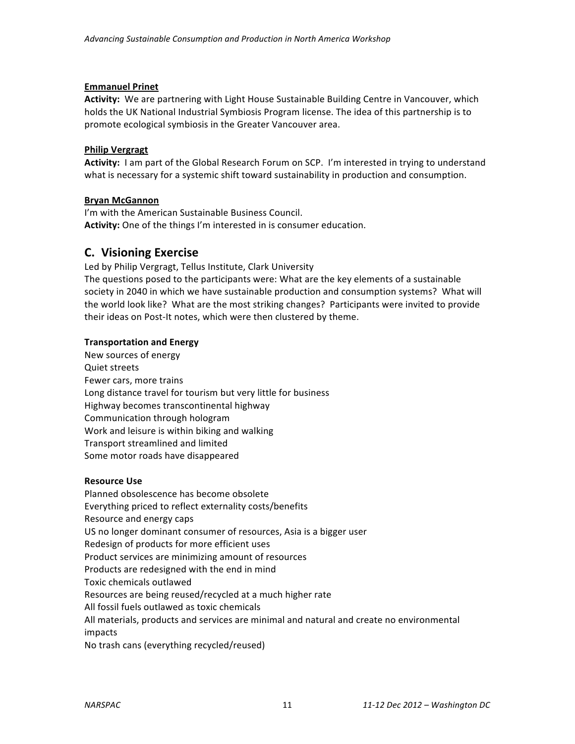**<u>Emmanuel Prinet</u>**
**Activity:** We are partnering with Light House Sustainable Building Centre in Vancouver, which holds the UK National Industrial Symbiosis Program license. The idea of this partnership is to promote ecological symbiosis in the Greater Vancouver area.

**<u>Philip Vergragt</u>**
**Activity:** I am part of the Global Research Forum on SCP. I'm interested in trying to understand what is necessary for a systemic shift toward sustainability in production and consumption.

**<u>Bryan McGannon</u>**
I'm with the American Sustainable Business Council.
**Activity:** One of the things I'm interested in is consumer education.

## C. Visioning Exercise

Led by Philip Vergragt, Tellus Institute, Clark University
The questions posed to the participants were: What are the key elements of a sustainable society in 2040 in which we have sustainable production and consumption systems? What will the world look like? What are the most striking changes? Participants were invited to provide their ideas on Post-It notes, which were then clustered by theme.

**Transportation and Energy**

New sources of energy
Quiet streets
Fewer cars, more trains
Long distance travel for tourism but very little for business
Highway becomes transcontinental highway
Communication through hologram
Work and leisure is within biking and walking
Transport streamlined and limited
Some motor roads have disappeared

**Resource Use**

Planned obsolescence has become obsolete
Everything priced to reflect externality costs/benefits
Resource and energy caps
US no longer dominant consumer of resources, Asia is a bigger user
Redesign of products for more efficient uses
Product services are minimizing amount of resources
Products are redesigned with the end in mind
Toxic chemicals outlawed
Resources are being reused/recycled at a much higher rate
All fossil fuels outlawed as toxic chemicals
All materials, products and services are minimal and natural and create no environmental impacts
No trash cans (everything recycled/reused)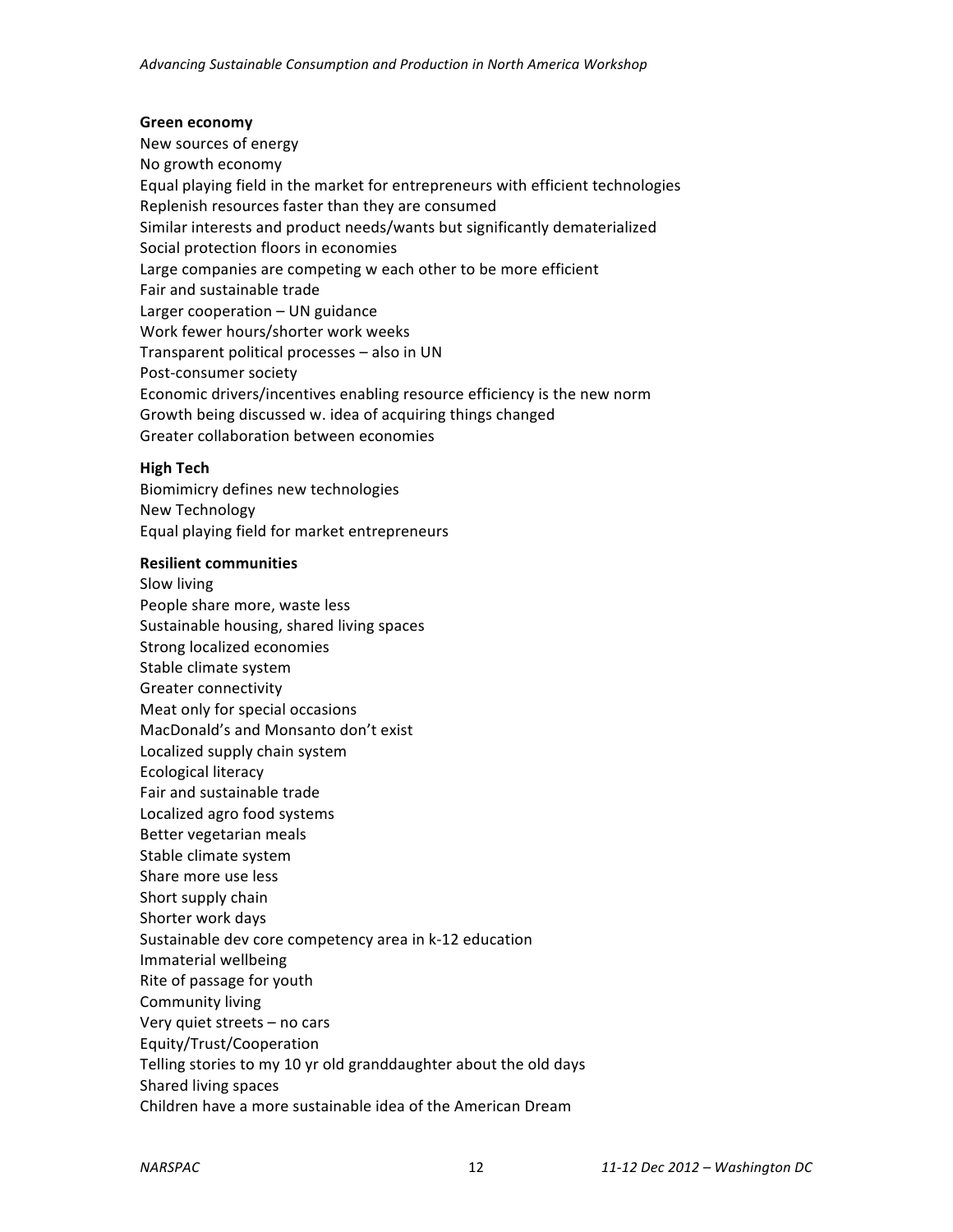**Green economy**

New sources of energy
No growth economy
Equal playing field in the market for entrepreneurs with efficient technologies
Replenish resources faster than they are consumed
Similar interests and product needs/wants but significantly dematerialized
Social protection floors in economies
Large companies are competing w each other to be more efficient
Fair and sustainable trade
Larger cooperation – UN guidance
Work fewer hours/shorter work weeks
Transparent political processes – also in UN
Post-consumer society
Economic drivers/incentives enabling resource efficiency is the new norm
Growth being discussed w. idea of acquiring things changed
Greater collaboration between economies

**High Tech**

Biomimicry defines new technologies
New Technology
Equal playing field for market entrepreneurs

**Resilient communities**

Slow living
People share more, waste less
Sustainable housing, shared living spaces
Strong localized economies
Stable climate system
Greater connectivity
Meat only for special occasions
MacDonald's and Monsanto don't exist
Localized supply chain system
Ecological literacy
Fair and sustainable trade
Localized agro food systems
Better vegetarian meals
Stable climate system
Share more use less
Short supply chain
Shorter work days
Sustainable dev core competency area in k-12 education
Immaterial wellbeing
Rite of passage for youth
Community living
Very quiet streets – no cars
Equity/Trust/Cooperation
Telling stories to my 10 yr old granddaughter about the old days
Shared living spaces
Children have a more sustainable idea of the American Dream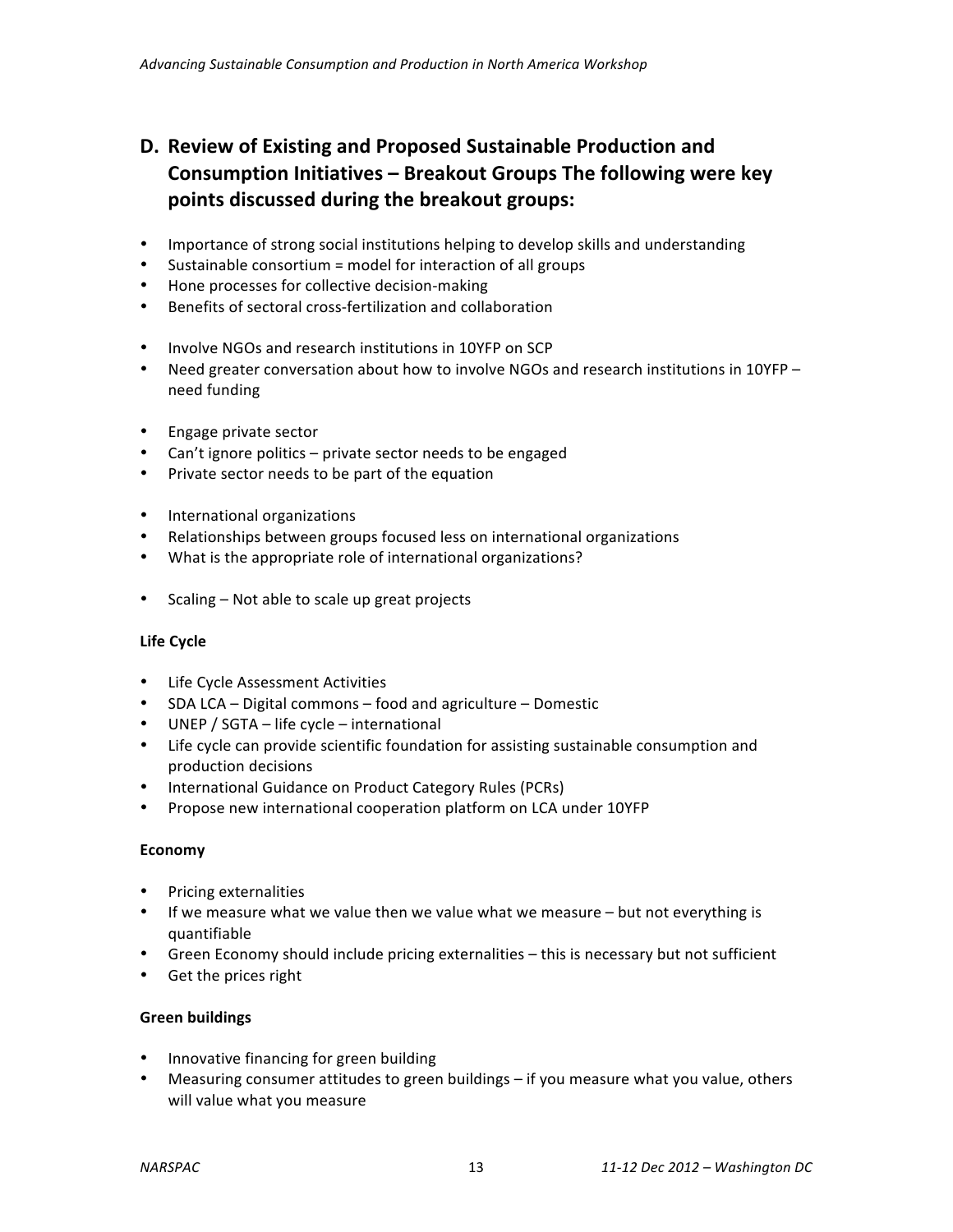## D. Review of Existing and Proposed Sustainable Production and Consumption Initiatives – Breakout Groups The following were key points discussed during the breakout groups:

- Importance of strong social institutions helping to develop skills and understanding
- Sustainable consortium = model for interaction of all groups
- Hone processes for collective decision-making
- Benefits of sectoral cross-fertilization and collaboration

- Involve NGOs and research institutions in 10YFP on SCP
- Need greater conversation about how to involve NGOs and research institutions in 10YFP – need funding

- Engage private sector
- Can't ignore politics – private sector needs to be engaged
- Private sector needs to be part of the equation

- International organizations
- Relationships between groups focused less on international organizations
- What is the appropriate role of international organizations?

- Scaling – Not able to scale up great projects

**Life Cycle**

- Life Cycle Assessment Activities
- SDA LCA – Digital commons – food and agriculture – Domestic
- UNEP / SGTA – life cycle – international
- Life cycle can provide scientific foundation for assisting sustainable consumption and production decisions
- International Guidance on Product Category Rules (PCRs)
- Propose new international cooperation platform on LCA under 10YFP

**Economy**

- Pricing externalities
- If we measure what we value then we value what we measure – but not everything is quantifiable
- Green Economy should include pricing externalities – this is necessary but not sufficient
- Get the prices right

**Green buildings**

- Innovative financing for green building
- Measuring consumer attitudes to green buildings – if you measure what you value, others will value what you measure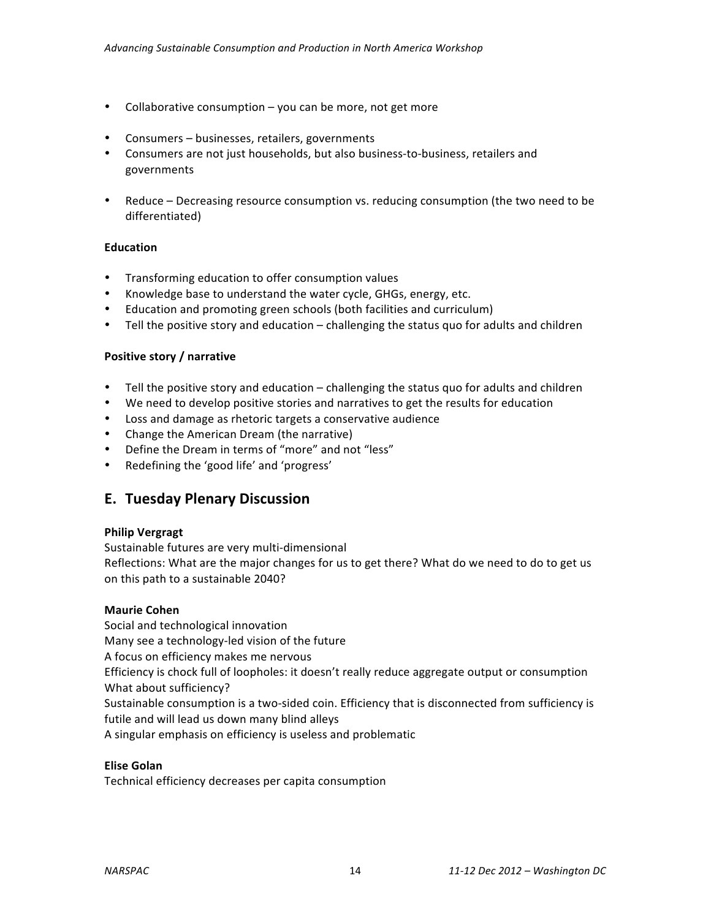- Collaborative consumption – you can be more, not get more

- Consumers – businesses, retailers, governments
- Consumers are not just households, but also business-to-business, retailers and governments

- Reduce – Decreasing resource consumption vs. reducing consumption (the two need to be differentiated)

**Education**

- Transforming education to offer consumption values
- Knowledge base to understand the water cycle, GHGs, energy, etc.
- Education and promoting green schools (both facilities and curriculum)
- Tell the positive story and education – challenging the status quo for adults and children

**Positive story / narrative**

- Tell the positive story and education – challenging the status quo for adults and children
- We need to develop positive stories and narratives to get the results for education
- Loss and damage as rhetoric targets a conservative audience
- Change the American Dream (the narrative)
- Define the Dream in terms of "more" and not "less"
- Redefining the 'good life' and 'progress'

## E. Tuesday Plenary Discussion

**Philip Vergragt**

Sustainable futures are very multi-dimensional

Reflections: What are the major changes for us to get there? What do we need to do to get us on this path to a sustainable 2040?

**Maurie Cohen**

Social and technological innovation

Many see a technology-led vision of the future

A focus on efficiency makes me nervous

Efficiency is chock full of loopholes: it doesn't really reduce aggregate output or consumption

What about sufficiency?

Sustainable consumption is a two-sided coin. Efficiency that is disconnected from sufficiency is futile and will lead us down many blind alleys

A singular emphasis on efficiency is useless and problematic

**Elise Golan**

Technical efficiency decreases per capita consumption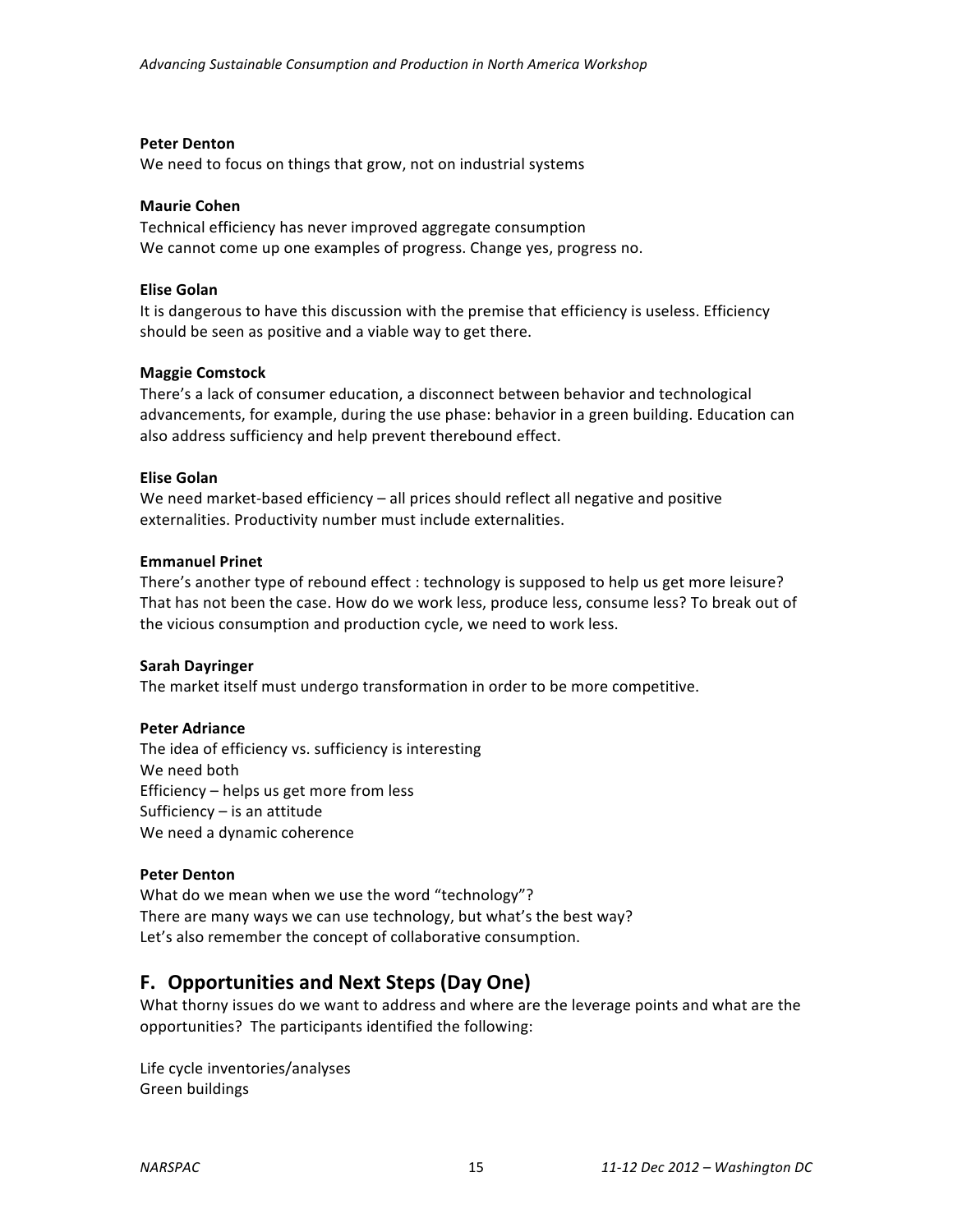**Peter Denton**
We need to focus on things that grow, not on industrial systems

**Maurie Cohen**
Technical efficiency has never improved aggregate consumption
We cannot come up one examples of progress. Change yes, progress no.

**Elise Golan**
It is dangerous to have this discussion with the premise that efficiency is useless. Efficiency should be seen as positive and a viable way to get there.

**Maggie Comstock**
There's a lack of consumer education, a disconnect between behavior and technological advancements, for example, during the use phase: behavior in a green building. Education can also address sufficiency and help prevent therebound effect.

**Elise Golan**
We need market-based efficiency – all prices should reflect all negative and positive externalities. Productivity number must include externalities.

**Emmanuel Prinet**
There's another type of rebound effect : technology is supposed to help us get more leisure? That has not been the case. How do we work less, produce less, consume less? To break out of the vicious consumption and production cycle, we need to work less.

**Sarah Dayringer**
The market itself must undergo transformation in order to be more competitive.

**Peter Adriance**
The idea of efficiency vs. sufficiency is interesting
We need both
Efficiency – helps us get more from less
Sufficiency – is an attitude
We need a dynamic coherence

**Peter Denton**
What do we mean when we use the word "technology"?
There are many ways we can use technology, but what's the best way?
Let's also remember the concept of collaborative consumption.

## F. Opportunities and Next Steps (Day One)

What thorny issues do we want to address and where are the leverage points and what are the opportunities? The participants identified the following:

Life cycle inventories/analyses
Green buildings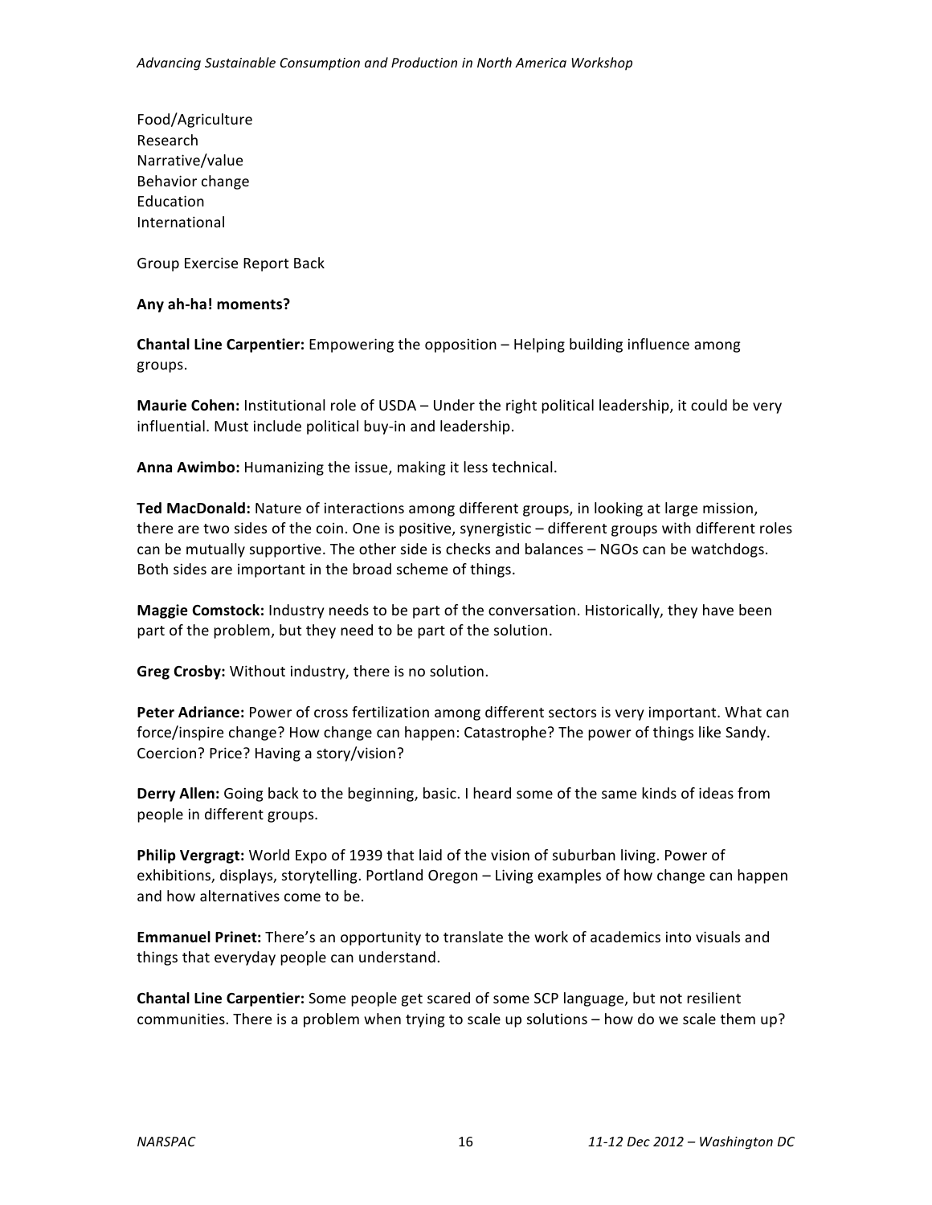Food/Agriculture
Research
Narrative/value
Behavior change
Education
International

Group Exercise Report Back

**Any ah-ha! moments?**

**Chantal Line Carpentier:** Empowering the opposition – Helping building influence among groups.

**Maurie Cohen:** Institutional role of USDA – Under the right political leadership, it could be very influential. Must include political buy-in and leadership.

**Anna Awimbo:** Humanizing the issue, making it less technical.

**Ted MacDonald:** Nature of interactions among different groups, in looking at large mission, there are two sides of the coin. One is positive, synergistic – different groups with different roles can be mutually supportive. The other side is checks and balances – NGOs can be watchdogs. Both sides are important in the broad scheme of things.

**Maggie Comstock:** Industry needs to be part of the conversation. Historically, they have been part of the problem, but they need to be part of the solution.

**Greg Crosby:** Without industry, there is no solution.

**Peter Adriance:** Power of cross fertilization among different sectors is very important. What can force/inspire change? How change can happen: Catastrophe? The power of things like Sandy. Coercion? Price? Having a story/vision?

**Derry Allen:** Going back to the beginning, basic. I heard some of the same kinds of ideas from people in different groups.

**Philip Vergragt:** World Expo of 1939 that laid of the vision of suburban living. Power of exhibitions, displays, storytelling. Portland Oregon – Living examples of how change can happen and how alternatives come to be.

**Emmanuel Prinet:** There's an opportunity to translate the work of academics into visuals and things that everyday people can understand.

**Chantal Line Carpentier:** Some people get scared of some SCP language, but not resilient communities. There is a problem when trying to scale up solutions – how do we scale them up?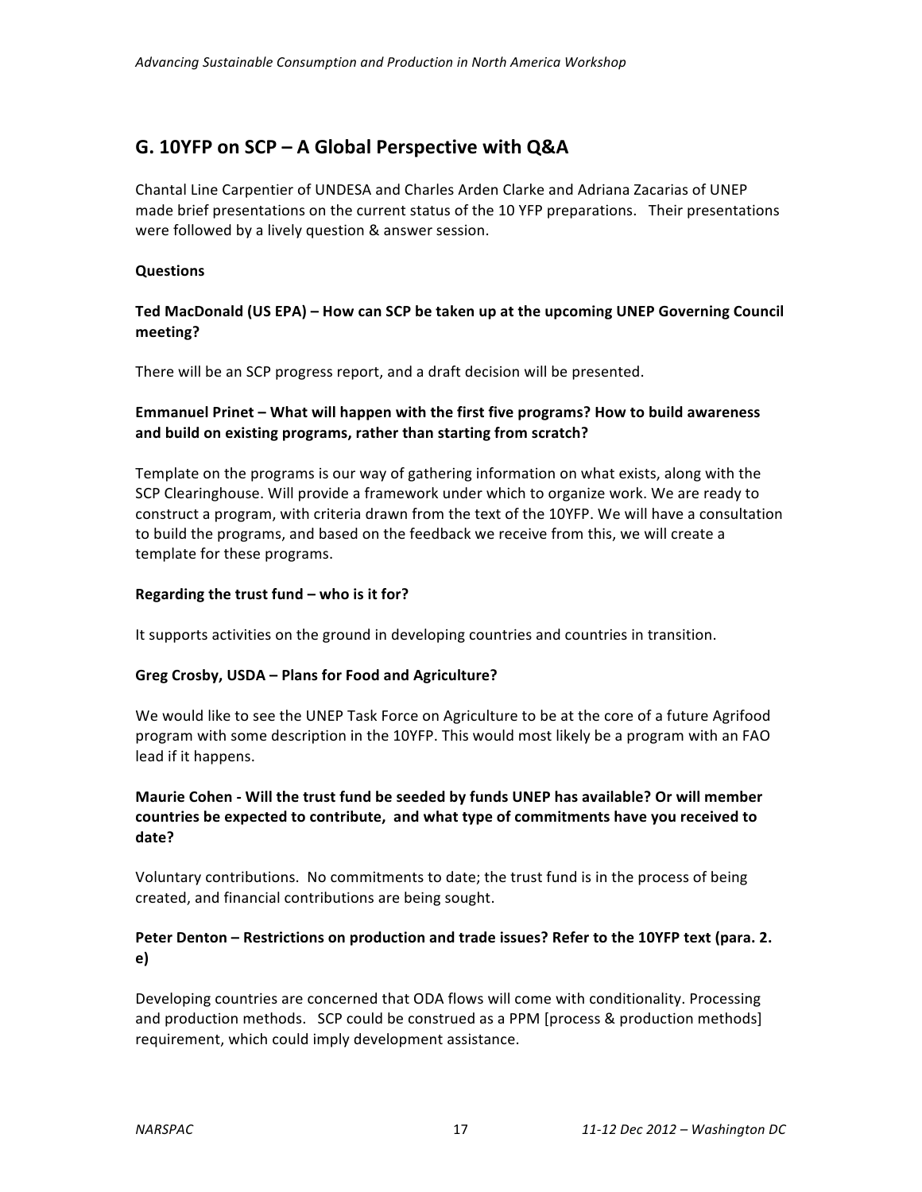## G. 10YFP on SCP – A Global Perspective with Q&A

Chantal Line Carpentier of UNDESA and Charles Arden Clarke and Adriana Zacarias of UNEP made brief presentations on the current status of the 10 YFP preparations. Their presentations were followed by a lively question & answer session.

**Questions**

**Ted MacDonald (US EPA) – How can SCP be taken up at the upcoming UNEP Governing Council meeting?**

There will be an SCP progress report, and a draft decision will be presented.

**Emmanuel Prinet – What will happen with the first five programs? How to build awareness and build on existing programs, rather than starting from scratch?**

Template on the programs is our way of gathering information on what exists, along with the SCP Clearinghouse. Will provide a framework under which to organize work. We are ready to construct a program, with criteria drawn from the text of the 10YFP. We will have a consultation to build the programs, and based on the feedback we receive from this, we will create a template for these programs.

**Regarding the trust fund – who is it for?**

It supports activities on the ground in developing countries and countries in transition.

**Greg Crosby, USDA – Plans for Food and Agriculture?**

We would like to see the UNEP Task Force on Agriculture to be at the core of a future Agrifood program with some description in the 10YFP. This would most likely be a program with an FAO lead if it happens.

**Maurie Cohen - Will the trust fund be seeded by funds UNEP has available? Or will member countries be expected to contribute, and what type of commitments have you received to date?**

Voluntary contributions. No commitments to date; the trust fund is in the process of being created, and financial contributions are being sought.

**Peter Denton – Restrictions on production and trade issues? Refer to the 10YFP text (para. 2. e)**

Developing countries are concerned that ODA flows will come with conditionality. Processing and production methods. SCP could be construed as a PPM [process & production methods] requirement, which could imply development assistance.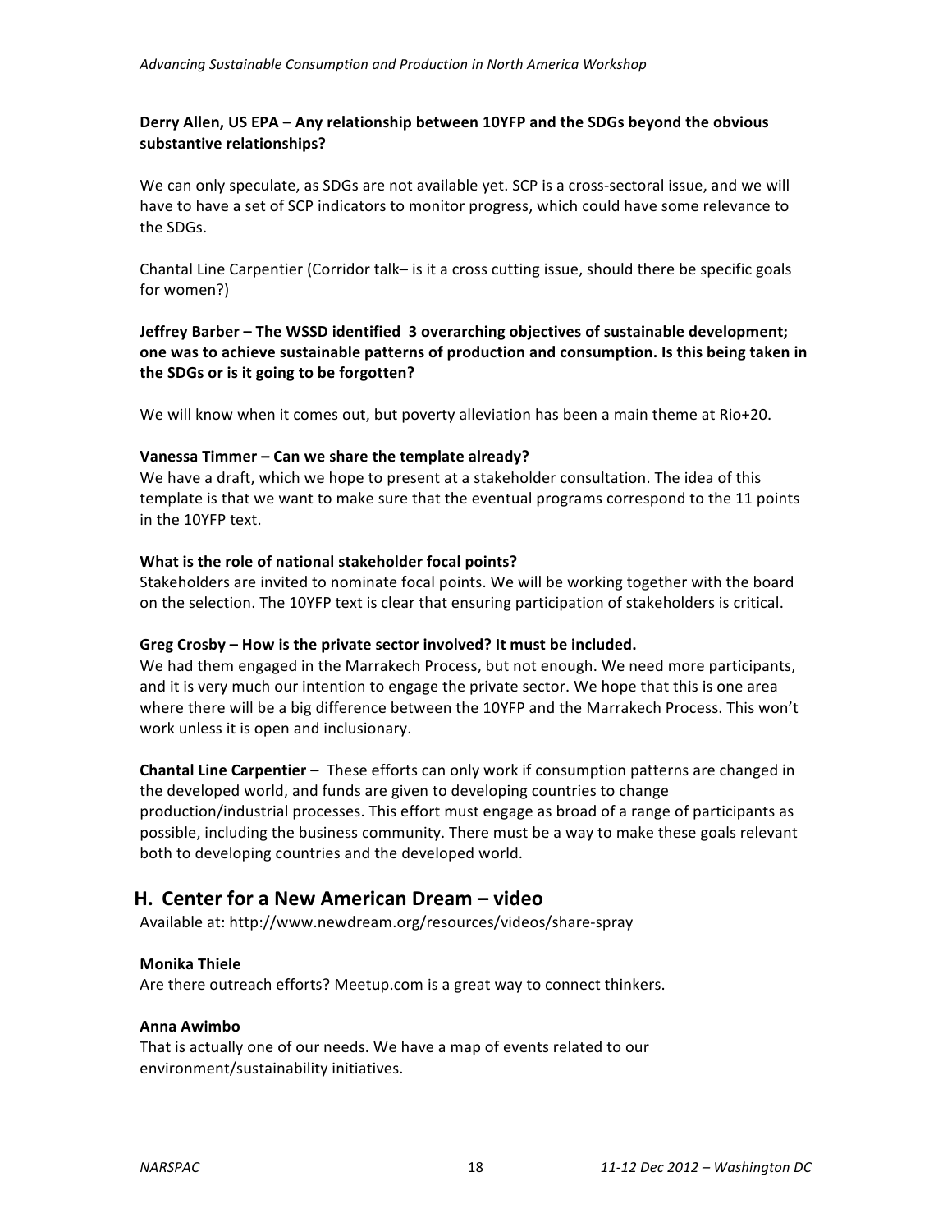**Derry Allen, US EPA – Any relationship between 10YFP and the SDGs beyond the obvious substantive relationships?**

We can only speculate, as SDGs are not available yet. SCP is a cross-sectoral issue, and we will have to have a set of SCP indicators to monitor progress, which could have some relevance to the SDGs.

Chantal Line Carpentier (Corridor talk– is it a cross cutting issue, should there be specific goals for women?)

**Jeffrey Barber – The WSSD identified 3 overarching objectives of sustainable development; one was to achieve sustainable patterns of production and consumption. Is this being taken in the SDGs or is it going to be forgotten?**

We will know when it comes out, but poverty alleviation has been a main theme at Rio+20.

**Vanessa Timmer – Can we share the template already?**

We have a draft, which we hope to present at a stakeholder consultation. The idea of this template is that we want to make sure that the eventual programs correspond to the 11 points in the 10YFP text.

**What is the role of national stakeholder focal points?**

Stakeholders are invited to nominate focal points. We will be working together with the board on the selection. The 10YFP text is clear that ensuring participation of stakeholders is critical.

**Greg Crosby – How is the private sector involved? It must be included.**

We had them engaged in the Marrakech Process, but not enough. We need more participants, and it is very much our intention to engage the private sector. We hope that this is one area where there will be a big difference between the 10YFP and the Marrakech Process. This won't work unless it is open and inclusionary.

**Chantal Line Carpentier** – These efforts can only work if consumption patterns are changed in the developed world, and funds are given to developing countries to change production/industrial processes. This effort must engage as broad of a range of participants as possible, including the business community. There must be a way to make these goals relevant both to developing countries and the developed world.

## H. Center for a New American Dream – video

Available at: http://www.newdream.org/resources/videos/share-spray

**Monika Thiele**

Are there outreach efforts? Meetup.com is a great way to connect thinkers.

**Anna Awimbo**

That is actually one of our needs. We have a map of events related to our environment/sustainability initiatives.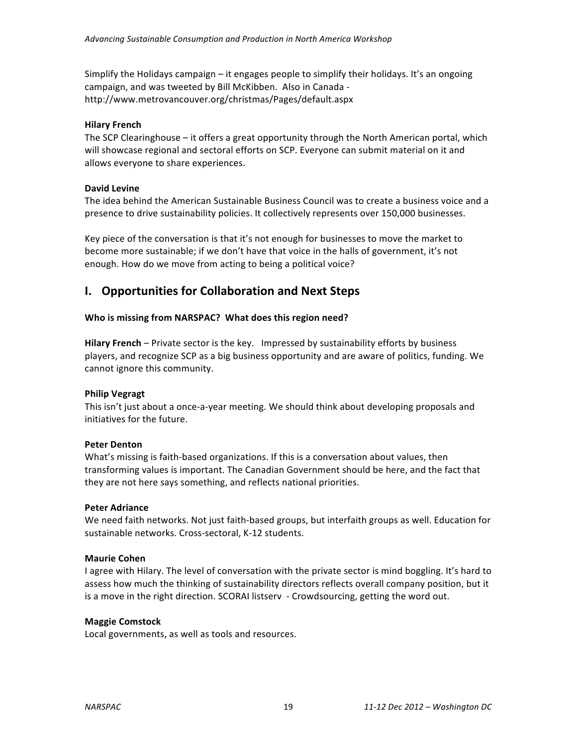Simplify the Holidays campaign – it engages people to simplify their holidays. It's an ongoing campaign, and was tweeted by Bill McKibben. Also in Canada - http://www.metrovancouver.org/christmas/Pages/default.aspx

**Hilary French**

The SCP Clearinghouse – it offers a great opportunity through the North American portal, which will showcase regional and sectoral efforts on SCP. Everyone can submit material on it and allows everyone to share experiences.

**David Levine**

The idea behind the American Sustainable Business Council was to create a business voice and a presence to drive sustainability policies. It collectively represents over 150,000 businesses.

Key piece of the conversation is that it's not enough for businesses to move the market to become more sustainable; if we don't have that voice in the halls of government, it's not enough. How do we move from acting to being a political voice?

## I. Opportunities for Collaboration and Next Steps

**Who is missing from NARSPAC? What does this region need?**

**Hilary French** – Private sector is the key. Impressed by sustainability efforts by business players, and recognize SCP as a big business opportunity and are aware of politics, funding. We cannot ignore this community.

**Philip Vegragt**

This isn't just about a once-a-year meeting. We should think about developing proposals and initiatives for the future.

**Peter Denton**

What's missing is faith-based organizations. If this is a conversation about values, then transforming values is important. The Canadian Government should be here, and the fact that they are not here says something, and reflects national priorities.

**Peter Adriance**

We need faith networks. Not just faith-based groups, but interfaith groups as well. Education for sustainable networks. Cross-sectoral, K-12 students.

**Maurie Cohen**

I agree with Hilary. The level of conversation with the private sector is mind boggling. It's hard to assess how much the thinking of sustainability directors reflects overall company position, but it is a move in the right direction. SCORAI listserv - Crowdsourcing, getting the word out.

**Maggie Comstock**

Local governments, as well as tools and resources.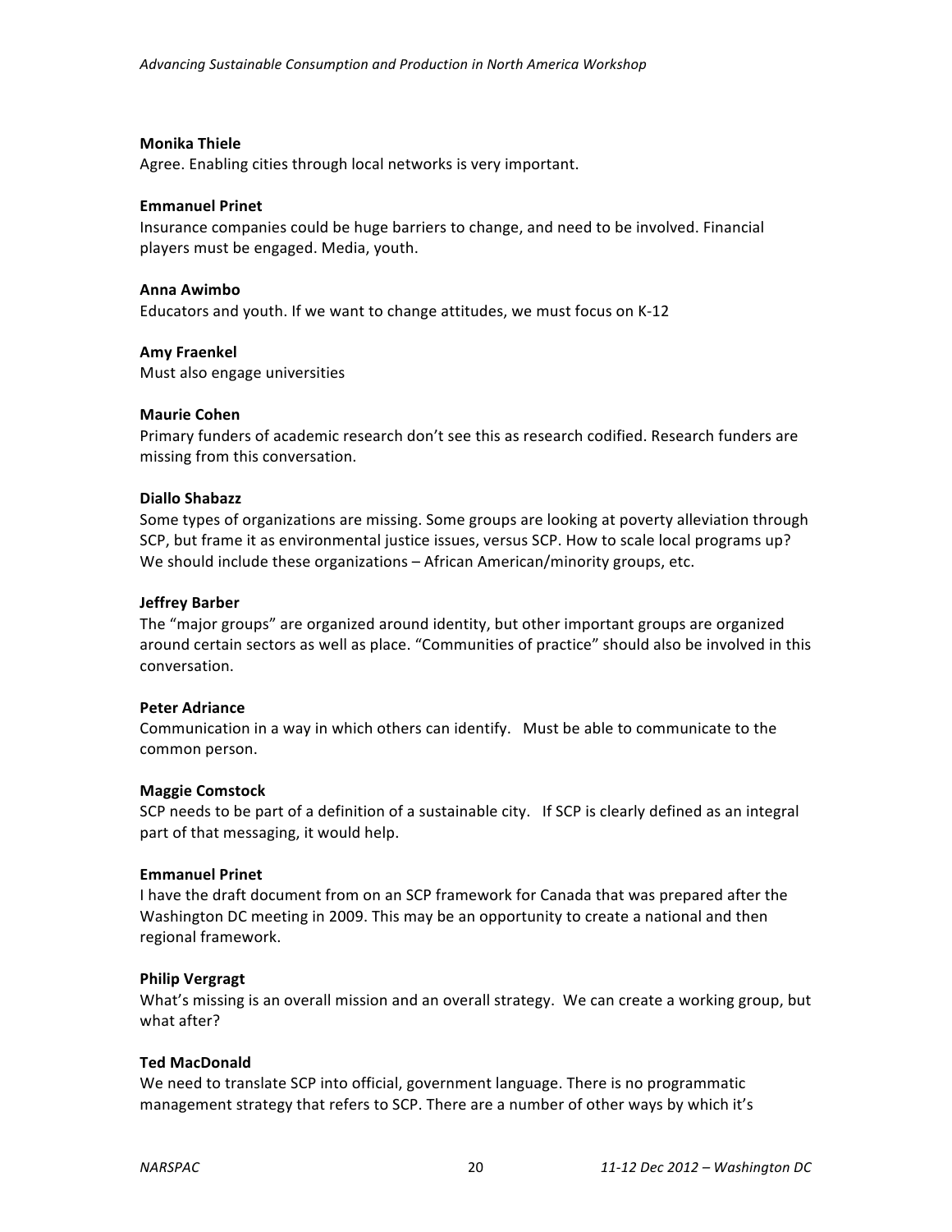**Monika Thiele**
Agree. Enabling cities through local networks is very important.

**Emmanuel Prinet**
Insurance companies could be huge barriers to change, and need to be involved. Financial players must be engaged. Media, youth.

**Anna Awimbo**
Educators and youth. If we want to change attitudes, we must focus on K-12

**Amy Fraenkel**
Must also engage universities

**Maurie Cohen**
Primary funders of academic research don't see this as research codified. Research funders are missing from this conversation.

**Diallo Shabazz**
Some types of organizations are missing. Some groups are looking at poverty alleviation through SCP, but frame it as environmental justice issues, versus SCP. How to scale local programs up? We should include these organizations – African American/minority groups, etc.

**Jeffrey Barber**
The "major groups" are organized around identity, but other important groups are organized around certain sectors as well as place. "Communities of practice" should also be involved in this conversation.

**Peter Adriance**
Communication in a way in which others can identify. Must be able to communicate to the common person.

**Maggie Comstock**
SCP needs to be part of a definition of a sustainable city. If SCP is clearly defined as an integral part of that messaging, it would help.

**Emmanuel Prinet**
I have the draft document from on an SCP framework for Canada that was prepared after the Washington DC meeting in 2009. This may be an opportunity to create a national and then regional framework.

**Philip Vergragt**
What's missing is an overall mission and an overall strategy. We can create a working group, but what after?

**Ted MacDonald**
We need to translate SCP into official, government language. There is no programmatic management strategy that refers to SCP. There are a number of other ways by which it's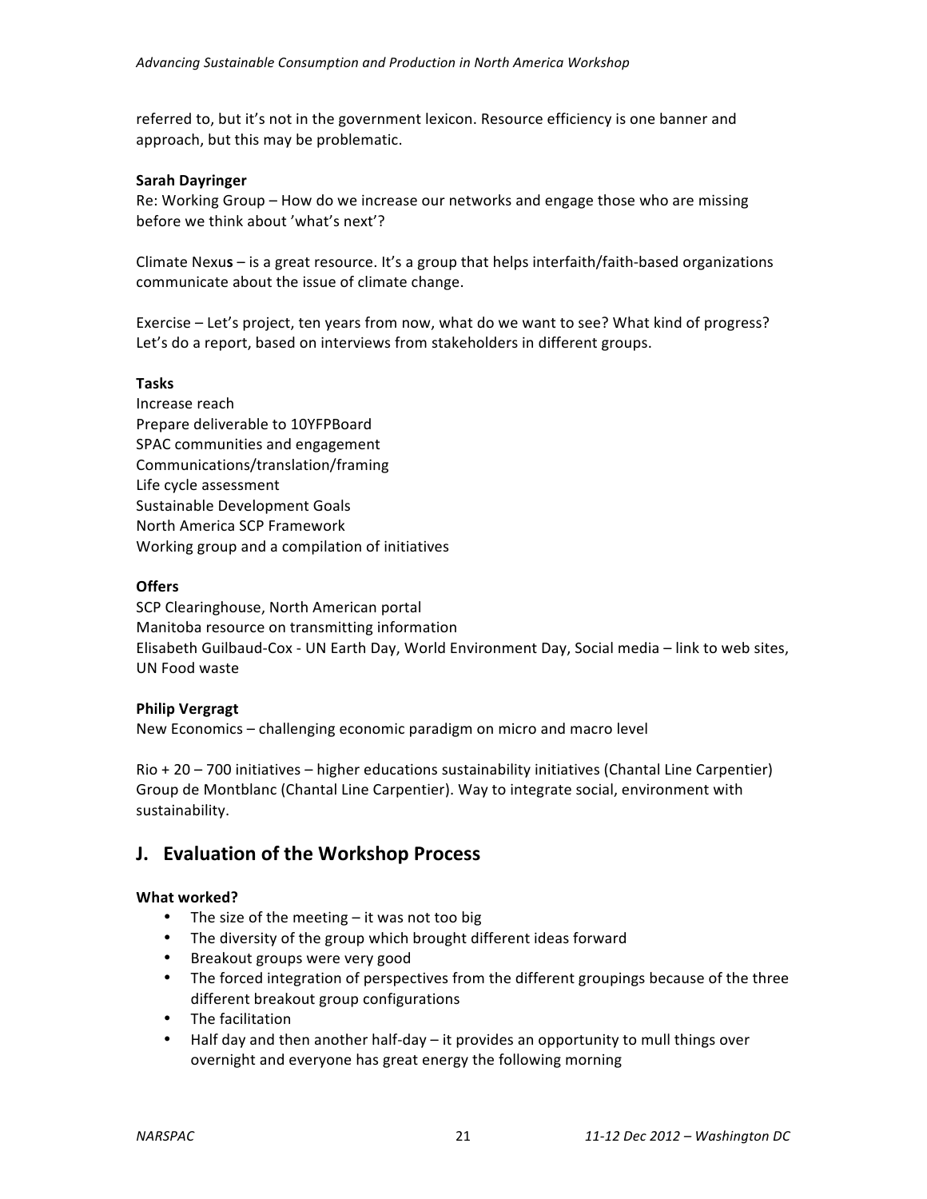referred to, but it's not in the government lexicon. Resource efficiency is one banner and approach, but this may be problematic.

**Sarah Dayringer**

Re: Working Group – How do we increase our networks and engage those who are missing before we think about 'what's next'?

Climate Nexu**s** – is a great resource. It's a group that helps interfaith/faith-based organizations communicate about the issue of climate change.

Exercise – Let's project, ten years from now, what do we want to see? What kind of progress? Let's do a report, based on interviews from stakeholders in different groups.

**Tasks**

Increase reach
Prepare deliverable to 10YFPBoard
SPAC communities and engagement
Communications/translation/framing
Life cycle assessment
Sustainable Development Goals
North America SCP Framework
Working group and a compilation of initiatives

**Offers**

SCP Clearinghouse, North American portal
Manitoba resource on transmitting information
Elisabeth Guilbaud-Cox - UN Earth Day, World Environment Day, Social media – link to web sites, UN Food waste

**Philip Vergragt**

New Economics – challenging economic paradigm on micro and macro level

Rio + 20 – 700 initiatives – higher educations sustainability initiatives (Chantal Line Carpentier)
Group de Montblanc (Chantal Line Carpentier). Way to integrate social, environment with sustainability.

## J. Evaluation of the Workshop Process

**What worked?**

- The size of the meeting – it was not too big
- The diversity of the group which brought different ideas forward
- Breakout groups were very good
- The forced integration of perspectives from the different groupings because of the three different breakout group configurations
- The facilitation
- Half day and then another half-day – it provides an opportunity to mull things over overnight and everyone has great energy the following morning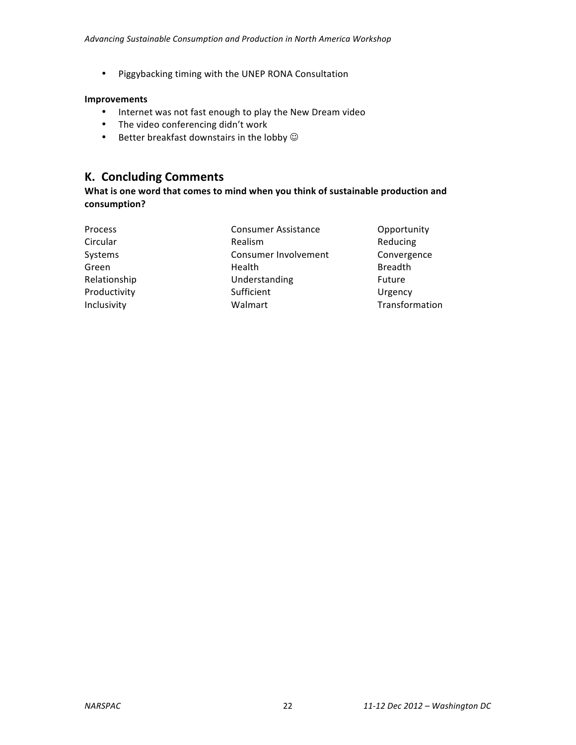- Piggybacking timing with the UNEP RONA Consultation

**Improvements**

- Internet was not fast enough to play the New Dream video
- The video conferencing didn't work
- Better breakfast downstairs in the lobby ☺

## K. Concluding Comments

**What is one word that comes to mind when you think of sustainable production and consumption?**

| | | |
|---|---|---|
| Process | Consumer Assistance | Opportunity |
| Circular | Realism | Reducing |
| Systems | Consumer Involvement | Convergence |
| Green | Health | Breadth |
| Relationship | Understanding | Future |
| Productivity | Sufficient | Urgency |
| Inclusivity | Walmart | Transformation |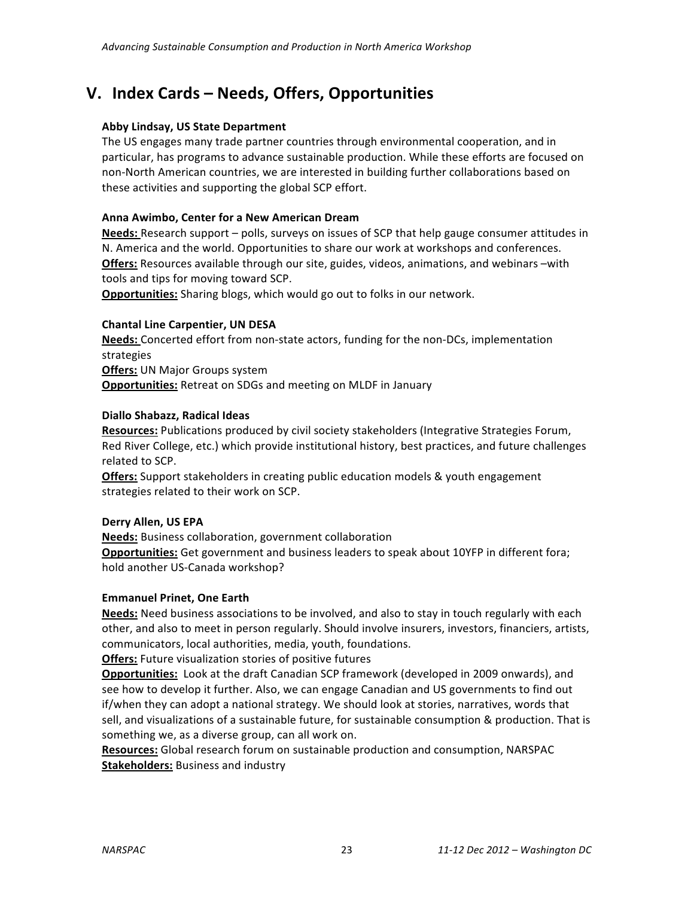## V. Index Cards – Needs, Offers, Opportunities

**Abby Lindsay, US State Department**

The US engages many trade partner countries through environmental cooperation, and in particular, has programs to advance sustainable production. While these efforts are focused on non-North American countries, we are interested in building further collaborations based on these activities and supporting the global SCP effort.

**Anna Awimbo, Center for a New American Dream**

**Needs:** Research support – polls, surveys on issues of SCP that help gauge consumer attitudes in N. America and the world. Opportunities to share our work at workshops and conferences.

**Offers:** Resources available through our site, guides, videos, animations, and webinars –with tools and tips for moving toward SCP.

**Opportunities:** Sharing blogs, which would go out to folks in our network.

**Chantal Line Carpentier, UN DESA**

**Needs:** Concerted effort from non-state actors, funding for the non-DCs, implementation strategies

**Offers:** UN Major Groups system

**Opportunities:** Retreat on SDGs and meeting on MLDF in January

**Diallo Shabazz, Radical Ideas**

**Resources:** Publications produced by civil society stakeholders (Integrative Strategies Forum, Red River College, etc.) which provide institutional history, best practices, and future challenges related to SCP.

**Offers:** Support stakeholders in creating public education models & youth engagement strategies related to their work on SCP.

**Derry Allen, US EPA**

**Needs:** Business collaboration, government collaboration

**Opportunities:** Get government and business leaders to speak about 10YFP in different fora; hold another US-Canada workshop?

**Emmanuel Prinet, One Earth**

**Needs:** Need business associations to be involved, and also to stay in touch regularly with each other, and also to meet in person regularly. Should involve insurers, investors, financiers, artists, communicators, local authorities, media, youth, foundations.

**Offers:** Future visualization stories of positive futures

**Opportunities:** Look at the draft Canadian SCP framework (developed in 2009 onwards), and see how to develop it further. Also, we can engage Canadian and US governments to find out if/when they can adopt a national strategy. We should look at stories, narratives, words that sell, and visualizations of a sustainable future, for sustainable consumption & production. That is something we, as a diverse group, can all work on.

**Resources:** Global research forum on sustainable production and consumption, NARSPAC

**Stakeholders:** Business and industry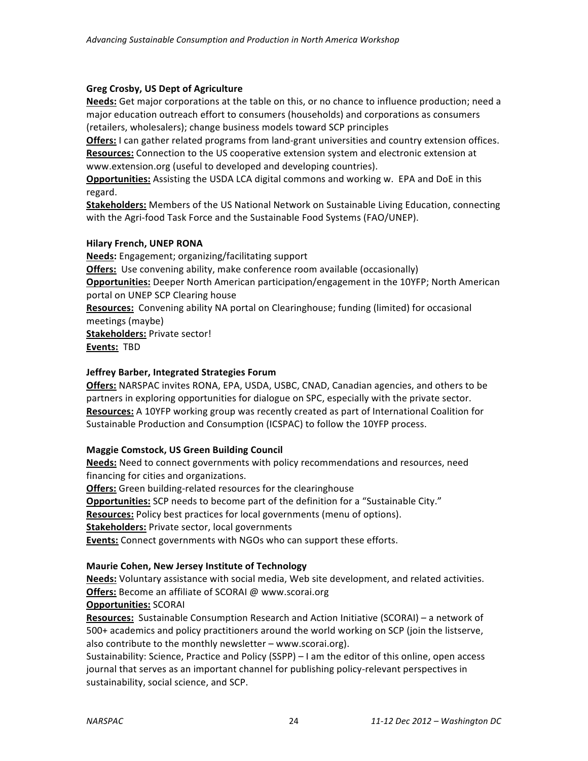**Greg Crosby, US Dept of Agriculture**

**Needs:** Get major corporations at the table on this, or no chance to influence production; need a major education outreach effort to consumers (households) and corporations as consumers (retailers, wholesalers); change business models toward SCP principles

**Offers:** I can gather related programs from land-grant universities and country extension offices.

**Resources:** Connection to the US cooperative extension system and electronic extension at www.extension.org (useful to developed and developing countries).

**Opportunities:** Assisting the USDA LCA digital commons and working w. EPA and DoE in this regard.

**Stakeholders:** Members of the US National Network on Sustainable Living Education, connecting with the Agri-food Task Force and the Sustainable Food Systems (FAO/UNEP).

**Hilary French, UNEP RONA**

**Needs:** Engagement; organizing/facilitating support

**Offers:** Use convening ability, make conference room available (occasionally)

**Opportunities:** Deeper North American participation/engagement in the 10YFP; North American portal on UNEP SCP Clearing house

**Resources:** Convening ability NA portal on Clearinghouse; funding (limited) for occasional meetings (maybe)

**Stakeholders:** Private sector!

**Events:** TBD

**Jeffrey Barber, Integrated Strategies Forum**

**Offers:** NARSPAC invites RONA, EPA, USDA, USBC, CNAD, Canadian agencies, and others to be partners in exploring opportunities for dialogue on SPC, especially with the private sector.

**Resources:** A 10YFP working group was recently created as part of International Coalition for Sustainable Production and Consumption (ICSPAC) to follow the 10YFP process.

**Maggie Comstock, US Green Building Council**

**Needs:** Need to connect governments with policy recommendations and resources, need financing for cities and organizations.

**Offers:** Green building-related resources for the clearinghouse

**Opportunities:** SCP needs to become part of the definition for a "Sustainable City."

**Resources:** Policy best practices for local governments (menu of options).

**Stakeholders:** Private sector, local governments

**Events:** Connect governments with NGOs who can support these efforts.

**Maurie Cohen, New Jersey Institute of Technology**

**Needs:** Voluntary assistance with social media, Web site development, and related activities.

**Offers:** Become an affiliate of SCORAI @ www.scorai.org

**Opportunities:** SCORAI

**Resources:** Sustainable Consumption Research and Action Initiative (SCORAI) – a network of 500+ academics and policy practitioners around the world working on SCP (join the listserve, also contribute to the monthly newsletter – www.scorai.org).

Sustainability: Science, Practice and Policy (SSPP) – I am the editor of this online, open access journal that serves as an important channel for publishing policy-relevant perspectives in sustainability, social science, and SCP.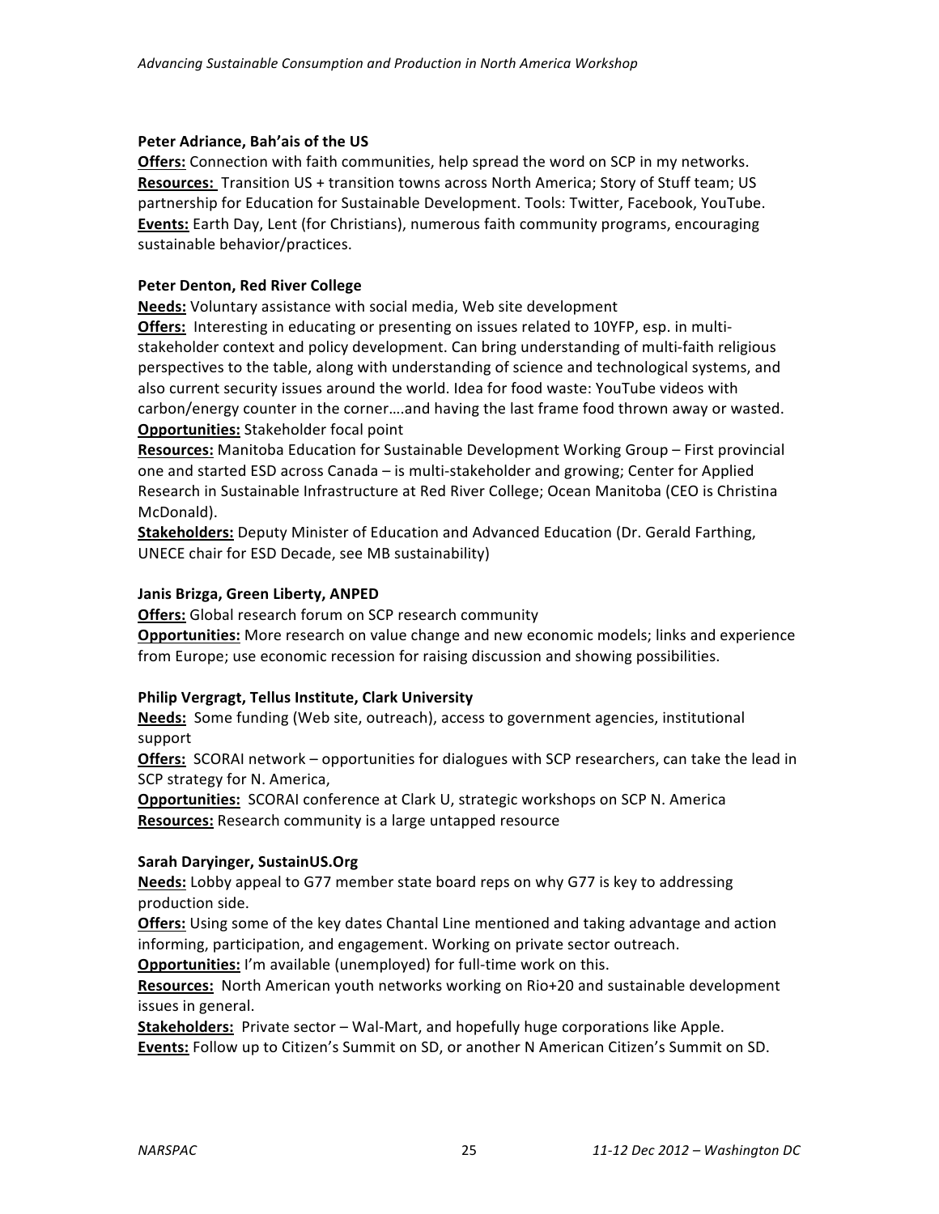**Peter Adriance, Bah'ais of the US**
**Offers:** Connection with faith communities, help spread the word on SCP in my networks.
**Resources:** Transition US + transition towns across North America; Story of Stuff team; US partnership for Education for Sustainable Development. Tools: Twitter, Facebook, YouTube.
**Events:** Earth Day, Lent (for Christians), numerous faith community programs, encouraging sustainable behavior/practices.

**Peter Denton, Red River College**
**Needs:** Voluntary assistance with social media, Web site development
**Offers:** Interesting in educating or presenting on issues related to 10YFP, esp. in multi-stakeholder context and policy development. Can bring understanding of multi-faith religious perspectives to the table, along with understanding of science and technological systems, and also current security issues around the world. Idea for food waste: YouTube videos with carbon/energy counter in the corner….and having the last frame food thrown away or wasted.
**Opportunities:** Stakeholder focal point
**Resources:** Manitoba Education for Sustainable Development Working Group – First provincial one and started ESD across Canada – is multi-stakeholder and growing; Center for Applied Research in Sustainable Infrastructure at Red River College; Ocean Manitoba (CEO is Christina McDonald).
**Stakeholders:** Deputy Minister of Education and Advanced Education (Dr. Gerald Farthing, UNECE chair for ESD Decade, see MB sustainability)

**Janis Brizga, Green Liberty, ANPED**
**Offers:** Global research forum on SCP research community
**Opportunities:** More research on value change and new economic models; links and experience from Europe; use economic recession for raising discussion and showing possibilities.

**Philip Vergragt, Tellus Institute, Clark University**
**Needs:** Some funding (Web site, outreach), access to government agencies, institutional support
**Offers:** SCORAI network – opportunities for dialogues with SCP researchers, can take the lead in SCP strategy for N. America,
**Opportunities:** SCORAI conference at Clark U, strategic workshops on SCP N. America
**Resources:** Research community is a large untapped resource

**Sarah Daryinger, SustainUS.Org**
**Needs:** Lobby appeal to G77 member state board reps on why G77 is key to addressing production side.
**Offers:** Using some of the key dates Chantal Line mentioned and taking advantage and action informing, participation, and engagement. Working on private sector outreach.
**Opportunities:** I'm available (unemployed) for full-time work on this.
**Resources:** North American youth networks working on Rio+20 and sustainable development issues in general.
**Stakeholders:** Private sector – Wal-Mart, and hopefully huge corporations like Apple.
**Events:** Follow up to Citizen's Summit on SD, or another N American Citizen's Summit on SD.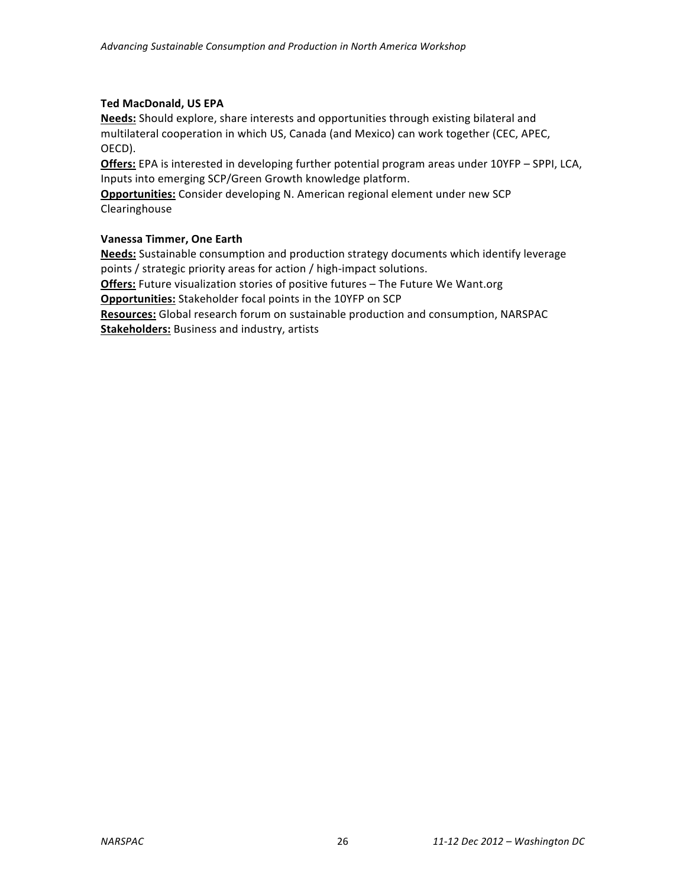**Ted MacDonald, US EPA**

**Needs:** Should explore, share interests and opportunities through existing bilateral and multilateral cooperation in which US, Canada (and Mexico) can work together (CEC, APEC, OECD).

**Offers:** EPA is interested in developing further potential program areas under 10YFP – SPPI, LCA, Inputs into emerging SCP/Green Growth knowledge platform.

**Opportunities:** Consider developing N. American regional element under new SCP Clearinghouse

**Vanessa Timmer, One Earth**

**Needs:** Sustainable consumption and production strategy documents which identify leverage points / strategic priority areas for action / high-impact solutions.

**Offers:** Future visualization stories of positive futures – The Future We Want.org

**Opportunities:** Stakeholder focal points in the 10YFP on SCP

**Resources:** Global research forum on sustainable production and consumption, NARSPAC

**Stakeholders:** Business and industry, artists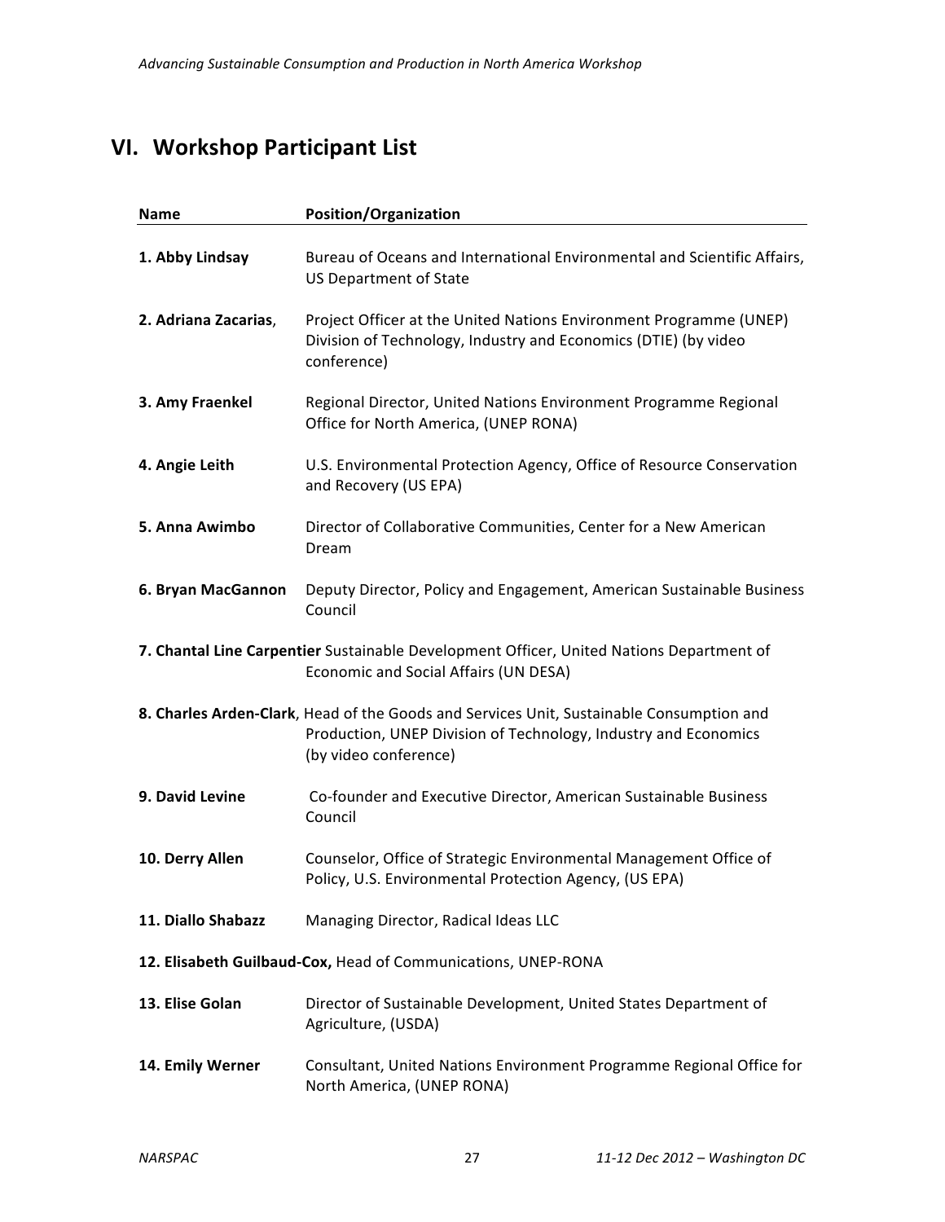## VI. Workshop Participant List

| Name | Position/Organization |
|---|---|
| **1. Abby Lindsay** | Bureau of Oceans and International Environmental and Scientific Affairs, US Department of State |
| **2. Adriana Zacarias**, | Project Officer at the United Nations Environment Programme (UNEP) Division of Technology, Industry and Economics (DTIE) (by video conference) |
| **3. Amy Fraenkel** | Regional Director, United Nations Environment Programme Regional Office for North America, (UNEP RONA) |
| **4. Angie Leith** | U.S. Environmental Protection Agency, Office of Resource Conservation and Recovery (US EPA) |
| **5. Anna Awimbo** | Director of Collaborative Communities, Center for a New American Dream |
| **6. Bryan MacGannon** | Deputy Director, Policy and Engagement, American Sustainable Business Council |
| **7. Chantal Line Carpentier** | Sustainable Development Officer, United Nations Department of Economic and Social Affairs (UN DESA) |
| **8. Charles Arden-Clark**, | Head of the Goods and Services Unit, Sustainable Consumption and Production, UNEP Division of Technology, Industry and Economics (by video conference) |
| **9. David Levine** | Co-founder and Executive Director, American Sustainable Business Council |
| **10. Derry Allen** | Counselor, Office of Strategic Environmental Management Office of Policy, U.S. Environmental Protection Agency, (US EPA) |
| **11. Diallo Shabazz** | Managing Director, Radical Ideas LLC |
| **12. Elisabeth Guilbaud-Cox,** | Head of Communications, UNEP-RONA |
| **13. Elise Golan** | Director of Sustainable Development, United States Department of Agriculture, (USDA) |
| **14. Emily Werner** | Consultant, United Nations Environment Programme Regional Office for North America, (UNEP RONA) |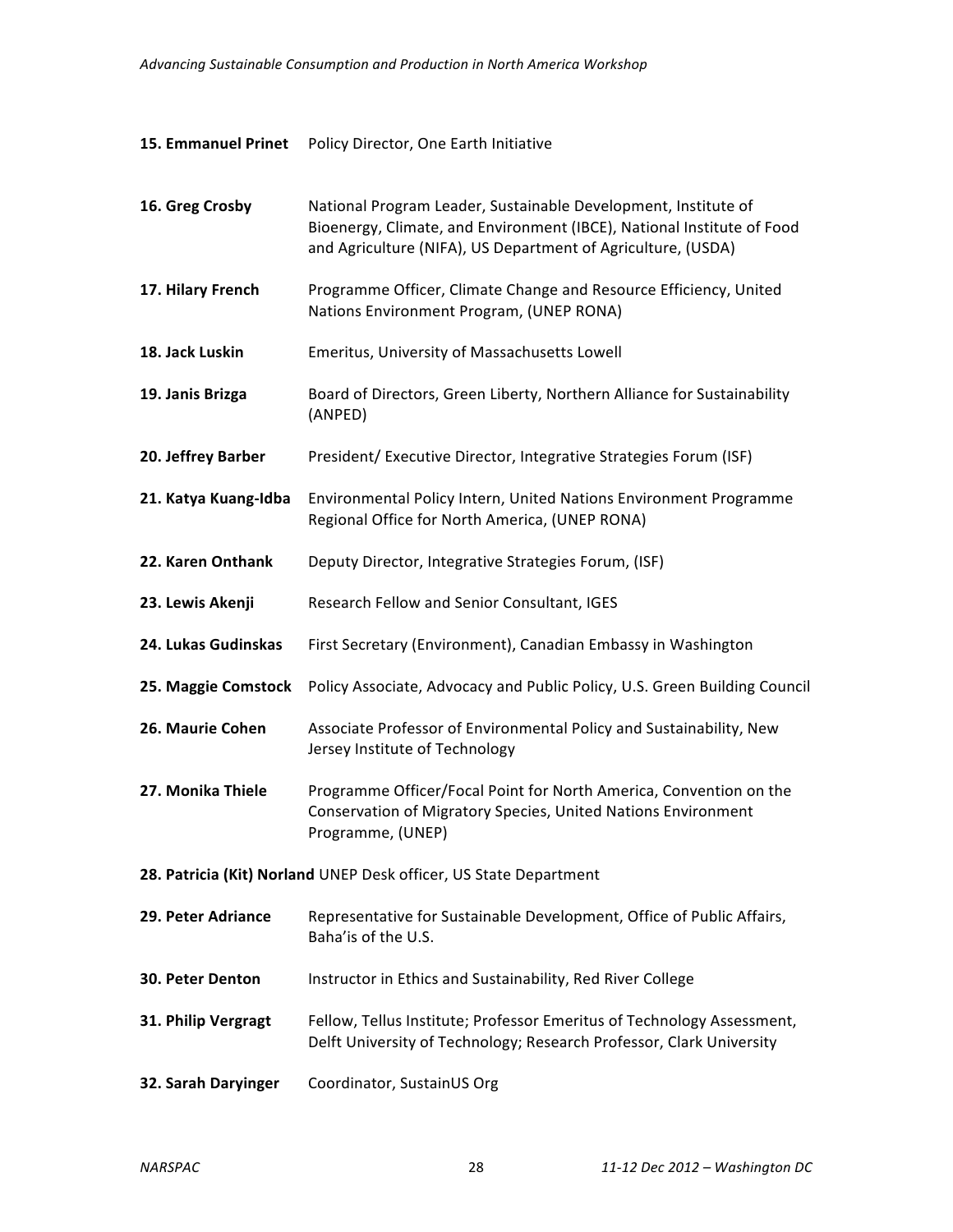**15. Emmanuel Prinet** Policy Director, One Earth Initiative

**16. Greg Crosby** National Program Leader, Sustainable Development, Institute of Bioenergy, Climate, and Environment (IBCE), National Institute of Food and Agriculture (NIFA), US Department of Agriculture, (USDA)

**17. Hilary French** Programme Officer, Climate Change and Resource Efficiency, United Nations Environment Program, (UNEP RONA)

**18. Jack Luskin** Emeritus, University of Massachusetts Lowell

**19. Janis Brizga** Board of Directors, Green Liberty, Northern Alliance for Sustainability (ANPED)

**20. Jeffrey Barber** President/ Executive Director, Integrative Strategies Forum (ISF)

**21. Katya Kuang-Idba** Environmental Policy Intern, United Nations Environment Programme Regional Office for North America, (UNEP RONA)

**22. Karen Onthank** Deputy Director, Integrative Strategies Forum, (ISF)

**23. Lewis Akenji** Research Fellow and Senior Consultant, IGES

**24. Lukas Gudinskas** First Secretary (Environment), Canadian Embassy in Washington

**25. Maggie Comstock** Policy Associate, Advocacy and Public Policy, U.S. Green Building Council

**26. Maurie Cohen** Associate Professor of Environmental Policy and Sustainability, New Jersey Institute of Technology

**27. Monika Thiele** Programme Officer/Focal Point for North America, Convention on the Conservation of Migratory Species, United Nations Environment Programme, (UNEP)

**28. Patricia (Kit) Norland** UNEP Desk officer, US State Department

**29. Peter Adriance** Representative for Sustainable Development, Office of Public Affairs, Baha'is of the U.S.

**30. Peter Denton** Instructor in Ethics and Sustainability, Red River College

**31. Philip Vergragt** Fellow, Tellus Institute; Professor Emeritus of Technology Assessment, Delft University of Technology; Research Professor, Clark University

**32. Sarah Daryinger** Coordinator, SustainUS Org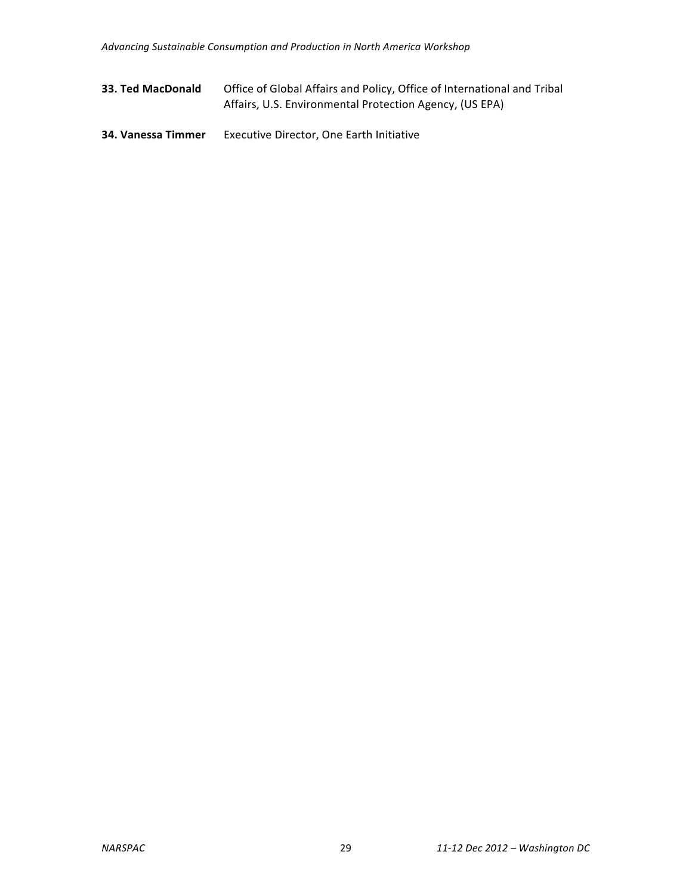**33. Ted MacDonald** Office of Global Affairs and Policy, Office of International and Tribal Affairs, U.S. Environmental Protection Agency, (US EPA)

**34. Vanessa Timmer** Executive Director, One Earth Initiative